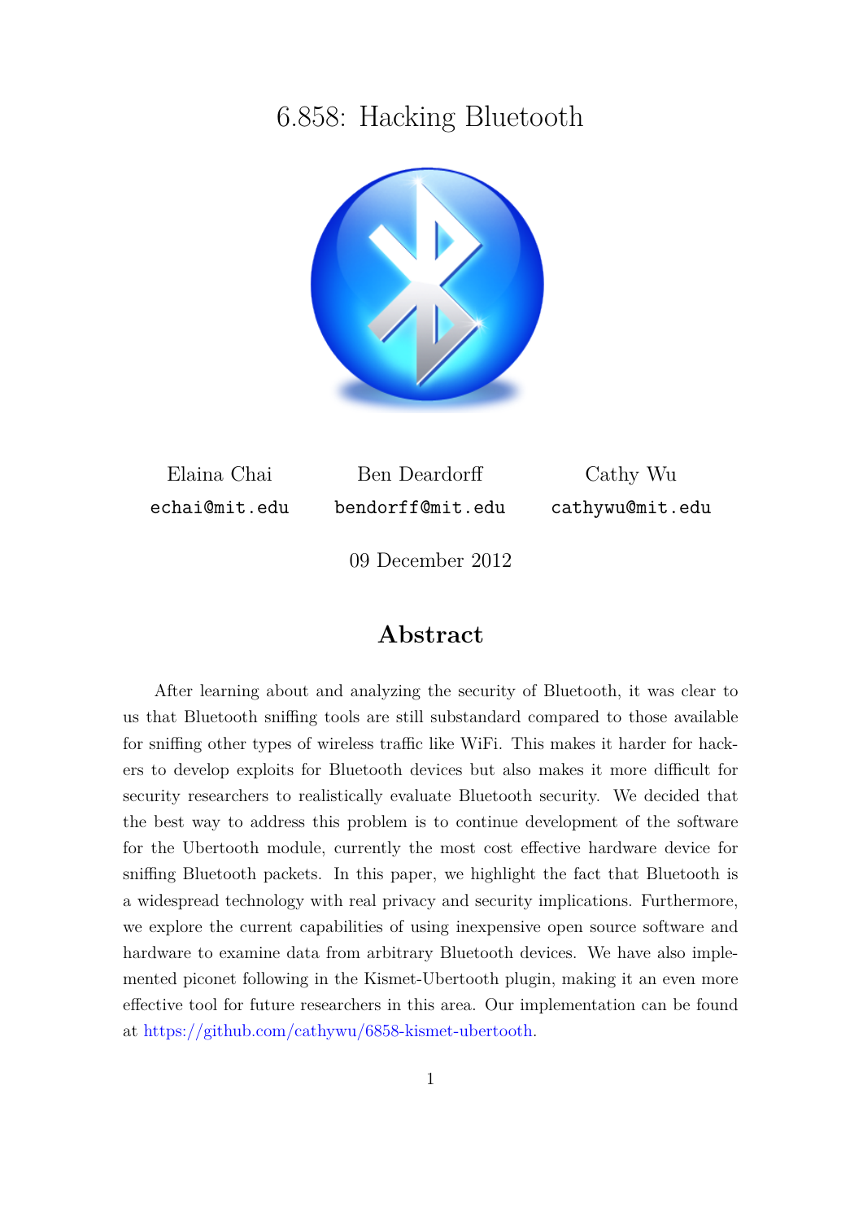# 6.858: Hacking Bluetooth

| Elaina Chai | Ben Deardorff | Cathy Wu |
|---|---|---|
| echai@mit.edu | bendorff@mit.edu | cathywu@mit.edu |

09 December 2012

## Abstract

After learning about and analyzing the security of Bluetooth, it was clear to us that Bluetooth sniffing tools are still substandard compared to those available for sniffing other types of wireless traffic like WiFi. This makes it harder for hackers to develop exploits for Bluetooth devices but also makes it more difficult for security researchers to realistically evaluate Bluetooth security. We decided that the best way to address this problem is to continue development of the software for the Ubertooth module, currently the most cost effective hardware device for sniffing Bluetooth packets. In this paper, we highlight the fact that Bluetooth is a widespread technology with real privacy and security implications. Furthermore, we explore the current capabilities of using inexpensive open source software and hardware to examine data from arbitrary Bluetooth devices. We have also implemented piconet following in the Kismet-Ubertooth plugin, making it an even more effective tool for future researchers in this area. Our implementation can be found at https://github.com/cathywu/6858-kismet-ubertooth.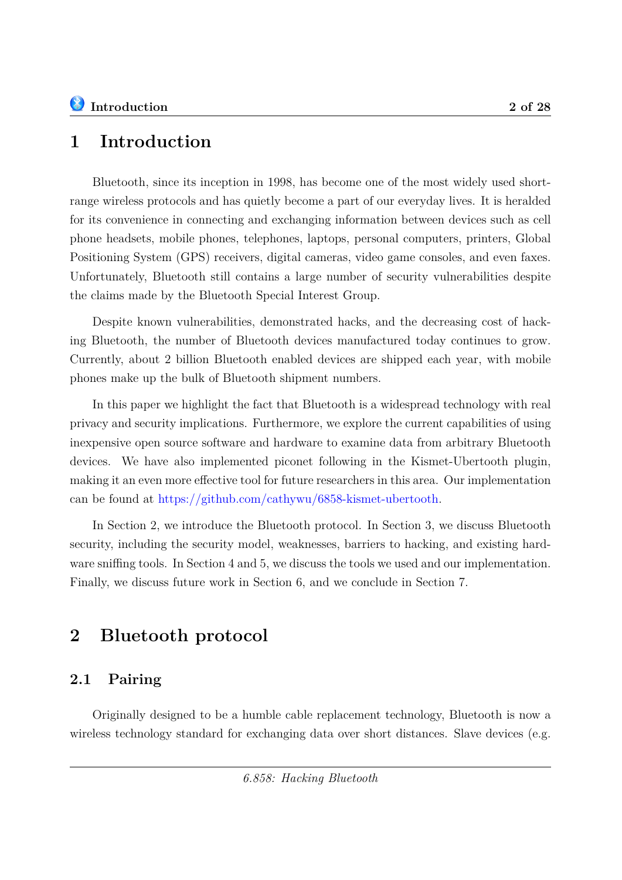# 1 Introduction

Bluetooth, since its inception in 1998, has become one of the most widely used short-range wireless protocols and has quietly become a part of our everyday lives. It is heralded for its convenience in connecting and exchanging information between devices such as cell phone headsets, mobile phones, telephones, laptops, personal computers, printers, Global Positioning System (GPS) receivers, digital cameras, video game consoles, and even faxes. Unfortunately, Bluetooth still contains a large number of security vulnerabilities despite the claims made by the Bluetooth Special Interest Group.

Despite known vulnerabilities, demonstrated hacks, and the decreasing cost of hacking Bluetooth, the number of Bluetooth devices manufactured today continues to grow. Currently, about 2 billion Bluetooth enabled devices are shipped each year, with mobile phones make up the bulk of Bluetooth shipment numbers.

In this paper we highlight the fact that Bluetooth is a widespread technology with real privacy and security implications. Furthermore, we explore the current capabilities of using inexpensive open source software and hardware to examine data from arbitrary Bluetooth devices. We have also implemented piconet following in the Kismet-Ubertooth plugin, making it an even more effective tool for future researchers in this area. Our implementation can be found at https://github.com/cathywu/6858-kismet-ubertooth.

In Section 2, we introduce the Bluetooth protocol. In Section 3, we discuss Bluetooth security, including the security model, weaknesses, barriers to hacking, and existing hardware sniffing tools. In Section 4 and 5, we discuss the tools we used and our implementation. Finally, we discuss future work in Section 6, and we conclude in Section 7.

# 2 Bluetooth protocol

## 2.1 Pairing

Originally designed to be a humble cable replacement technology, Bluetooth is now a wireless technology standard for exchanging data over short distances. Slave devices (e.g.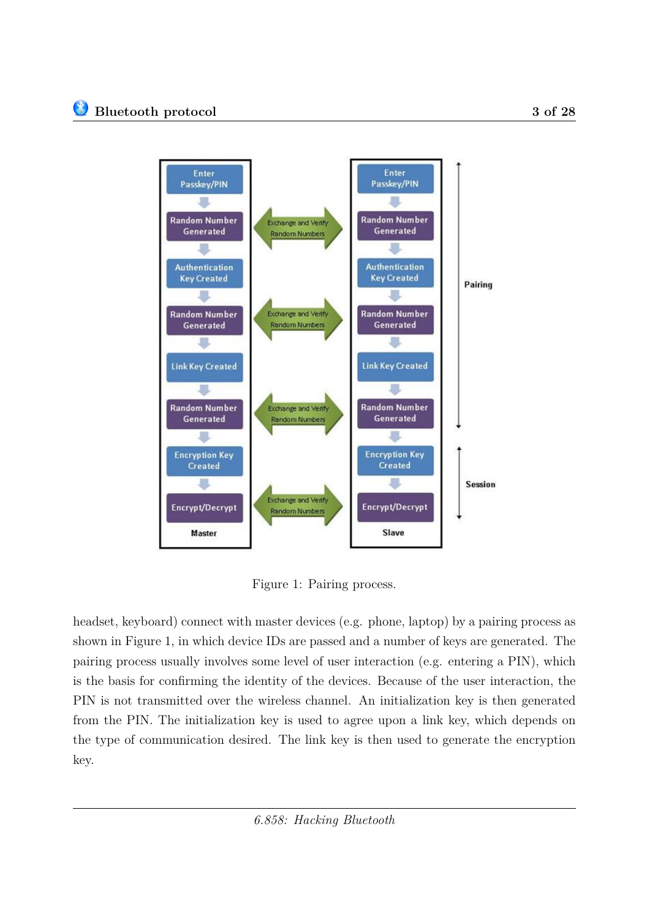Figure 1: Pairing process.

headset, keyboard) connect with master devices (e.g. phone, laptop) by a pairing process as shown in Figure 1, in which device IDs are passed and a number of keys are generated. The pairing process usually involves some level of user interaction (e.g. entering a PIN), which is the basis for confirming the identity of the devices. Because of the user interaction, the PIN is not transmitted over the wireless channel. An initialization key is then generated from the PIN. The initialization key is used to agree upon a link key, which depends on the type of communication desired. The link key is then used to generate the encryption key.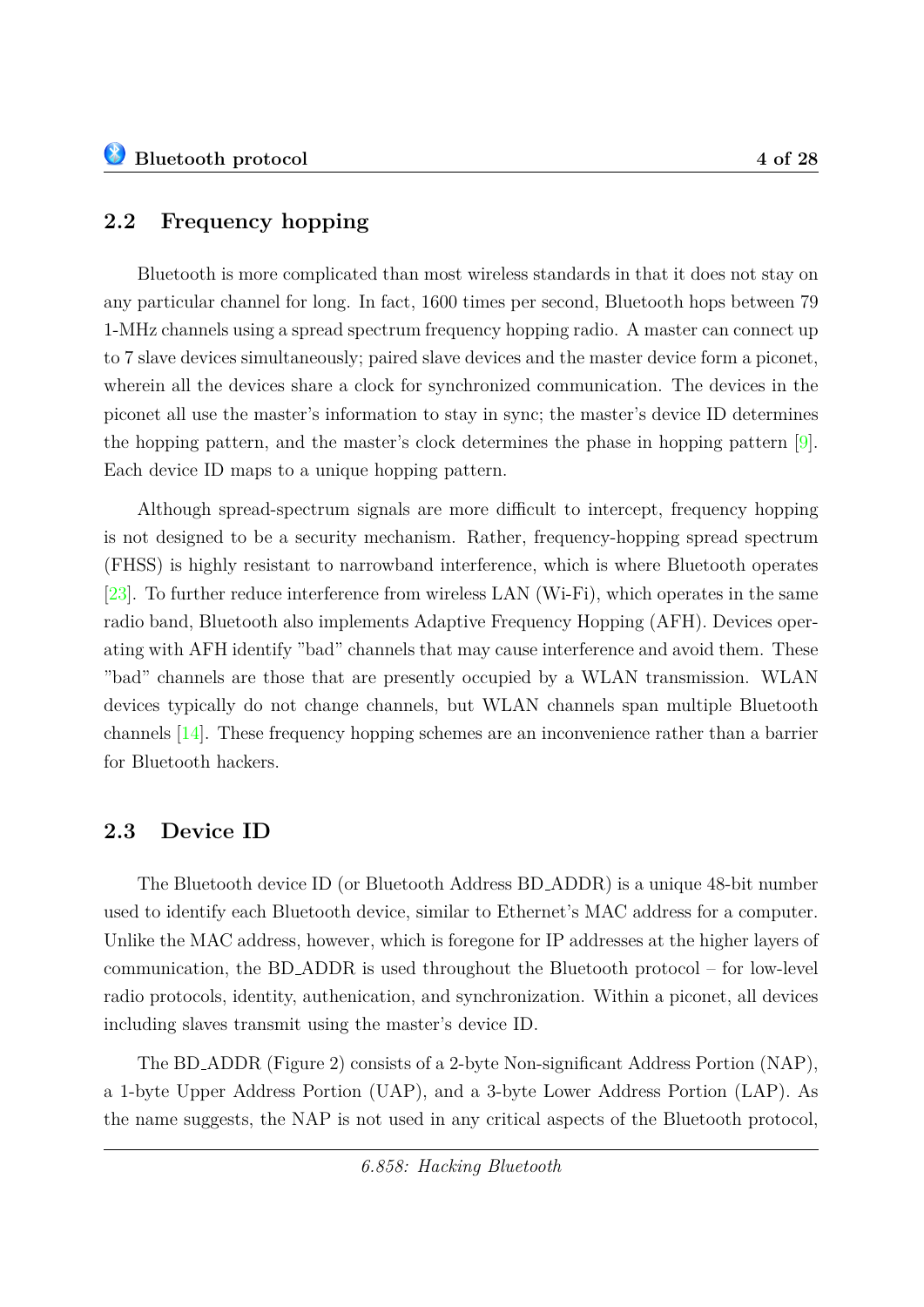## 2.2 Frequency hopping

Bluetooth is more complicated than most wireless standards in that it does not stay on any particular channel for long. In fact, 1600 times per second, Bluetooth hops between 79 1-MHz channels using a spread spectrum frequency hopping radio. A master can connect up to 7 slave devices simultaneously; paired slave devices and the master device form a piconet, wherein all the devices share a clock for synchronized communication. The devices in the piconet all use the master's information to stay in sync; the master's device ID determines the hopping pattern, and the master's clock determines the phase in hopping pattern [9]. Each device ID maps to a unique hopping pattern.

Although spread-spectrum signals are more difficult to intercept, frequency hopping is not designed to be a security mechanism. Rather, frequency-hopping spread spectrum (FHSS) is highly resistant to narrowband interference, which is where Bluetooth operates [23]. To further reduce interference from wireless LAN (Wi-Fi), which operates in the same radio band, Bluetooth also implements Adaptive Frequency Hopping (AFH). Devices operating with AFH identify "bad" channels that may cause interference and avoid them. These "bad" channels are those that are presently occupied by a WLAN transmission. WLAN devices typically do not change channels, but WLAN channels span multiple Bluetooth channels [14]. These frequency hopping schemes are an inconvenience rather than a barrier for Bluetooth hackers.

## 2.3 Device ID

The Bluetooth device ID (or Bluetooth Address BD_ADDR) is a unique 48-bit number used to identify each Bluetooth device, similar to Ethernet's MAC address for a computer. Unlike the MAC address, however, which is foregone for IP addresses at the higher layers of communication, the BD_ADDR is used throughout the Bluetooth protocol – for low-level radio protocols, identity, authenication, and synchronization. Within a piconet, all devices including slaves transmit using the master's device ID.

The BD_ADDR (Figure 2) consists of a 2-byte Non-significant Address Portion (NAP), a 1-byte Upper Address Portion (UAP), and a 3-byte Lower Address Portion (LAP). As the name suggests, the NAP is not used in any critical aspects of the Bluetooth protocol,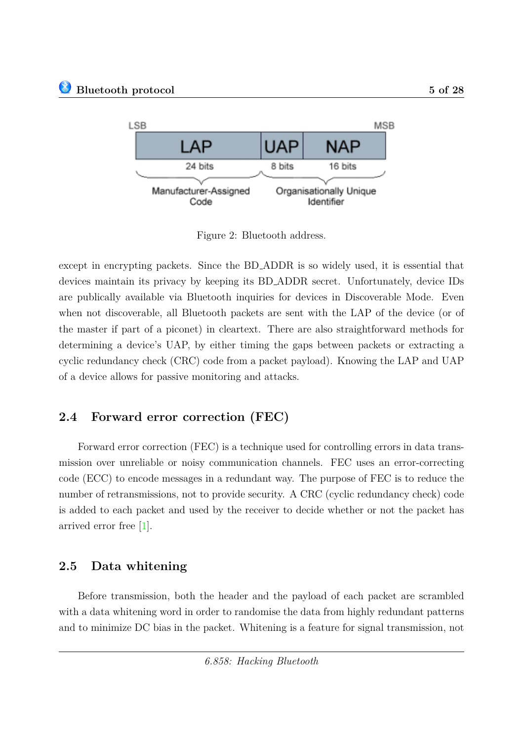Figure 2: Bluetooth address.

except in encrypting packets. Since the BD_ADDR is so widely used, it is essential that devices maintain its privacy by keeping its BD_ADDR secret. Unfortunately, device IDs are publically available via Bluetooth inquiries for devices in Discoverable Mode. Even when not discoverable, all Bluetooth packets are sent with the LAP of the device (or of the master if part of a piconet) in cleartext. There are also straightforward methods for determining a device's UAP, by either timing the gaps between packets or extracting a cyclic redundancy check (CRC) code from a packet payload). Knowing the LAP and UAP of a device allows for passive monitoring and attacks.

## 2.4 Forward error correction (FEC)

Forward error correction (FEC) is a technique used for controlling errors in data transmission over unreliable or noisy communication channels. FEC uses an error-correcting code (ECC) to encode messages in a redundant way. The purpose of FEC is to reduce the number of retransmissions, not to provide security. A CRC (cyclic redundancy check) code is added to each packet and used by the receiver to decide whether or not the packet has arrived error free [1].

## 2.5 Data whitening

Before transmission, both the header and the payload of each packet are scrambled with a data whitening word in order to randomise the data from highly redundant patterns and to minimize DC bias in the packet. Whitening is a feature for signal transmission, not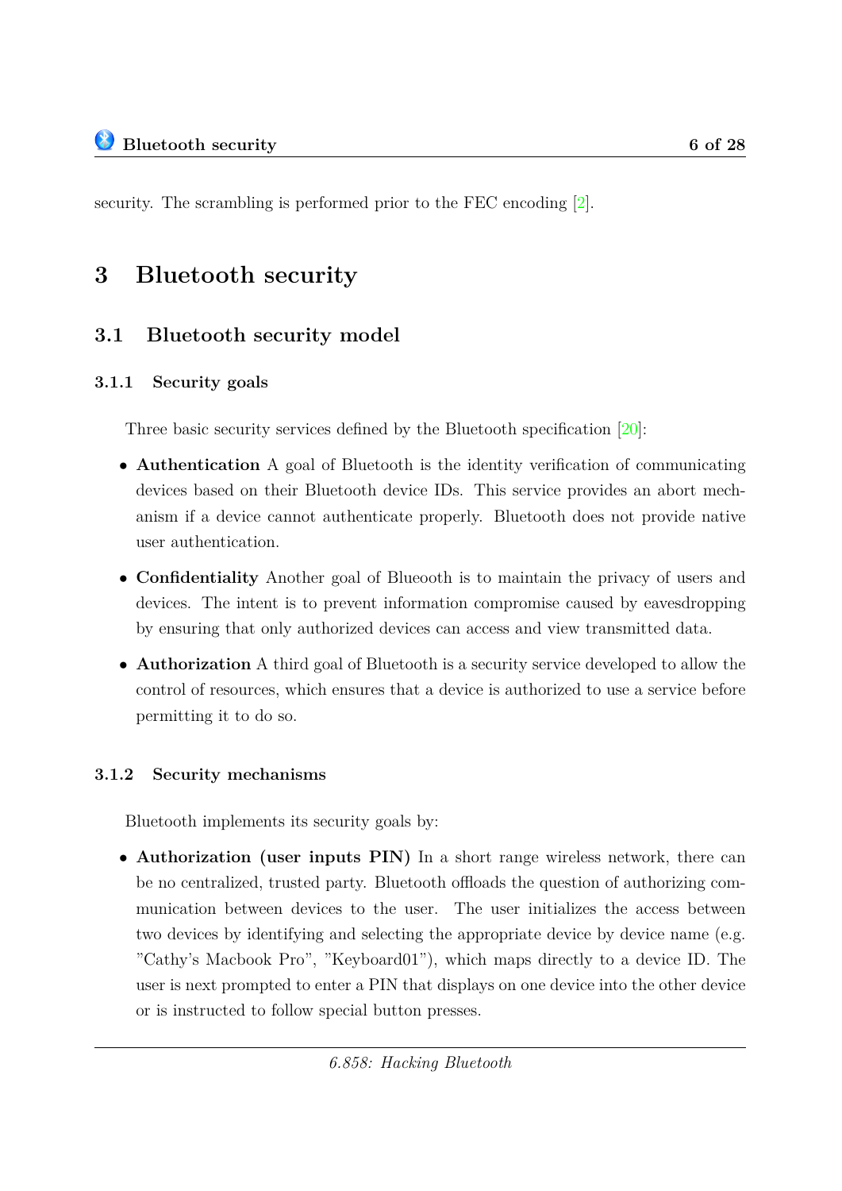security. The scrambling is performed prior to the FEC encoding [2].

# 3 Bluetooth security

## 3.1 Bluetooth security model

### 3.1.1 Security goals

Three basic security services defined by the Bluetooth specification [20]:

- **Authentication** A goal of Bluetooth is the identity verification of communicating devices based on their Bluetooth device IDs. This service provides an abort mechanism if a device cannot authenticate properly. Bluetooth does not provide native user authentication.
- **Confidentiality** Another goal of Blueooth is to maintain the privacy of users and devices. The intent is to prevent information compromise caused by eavesdropping by ensuring that only authorized devices can access and view transmitted data.
- **Authorization** A third goal of Bluetooth is a security service developed to allow the control of resources, which ensures that a device is authorized to use a service before permitting it to do so.

### 3.1.2 Security mechanisms

Bluetooth implements its security goals by:

- **Authorization (user inputs PIN)** In a short range wireless network, there can be no centralized, trusted party. Bluetooth offloads the question of authorizing communication between devices to the user. The user initializes the access between two devices by identifying and selecting the appropriate device by device name (e.g. "Cathy's Macbook Pro", "Keyboard01"), which maps directly to a device ID. The user is next prompted to enter a PIN that displays on one device into the other device or is instructed to follow special button presses.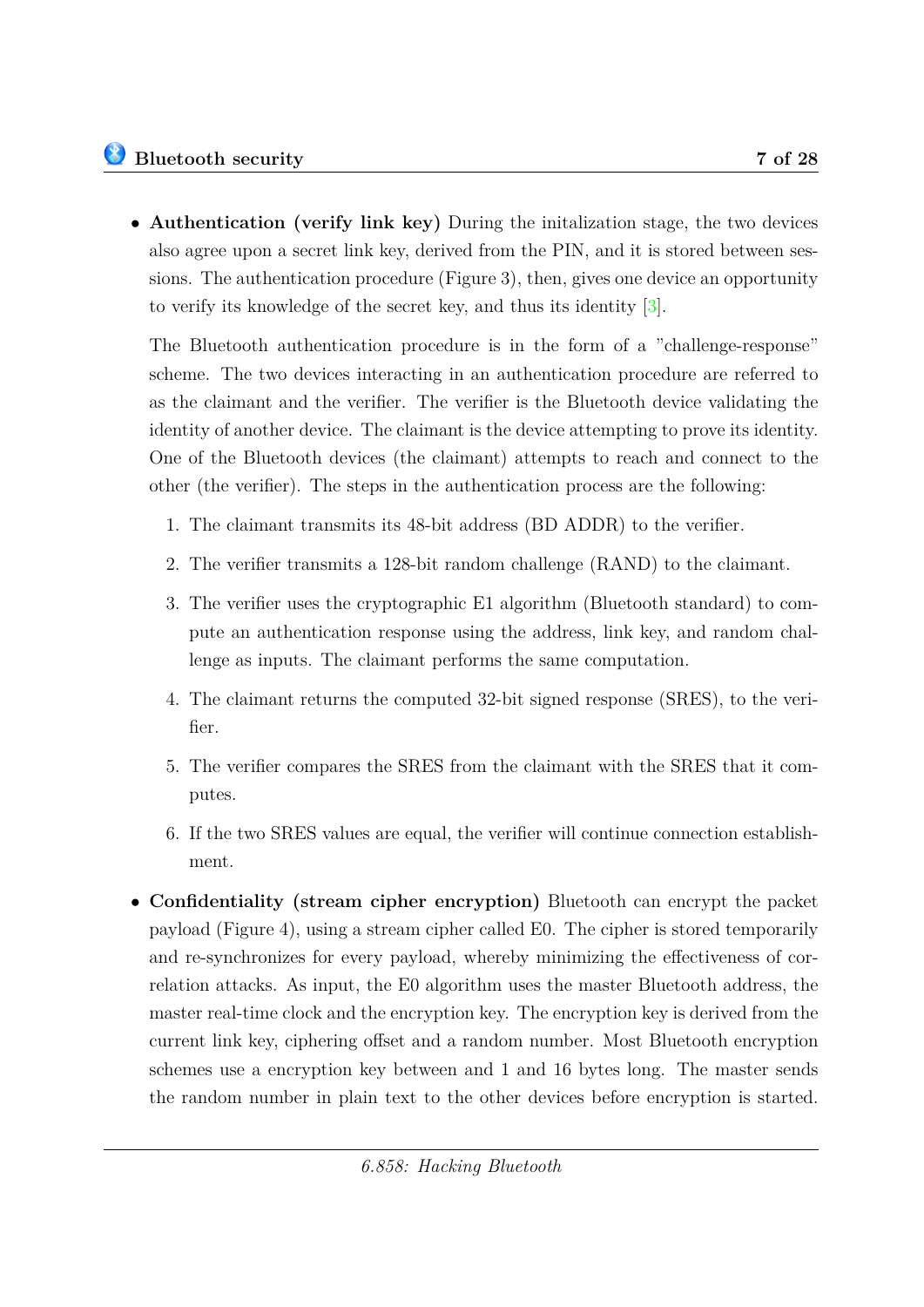- **Authentication (verify link key)** During the initalization stage, the two devices also agree upon a secret link key, derived from the PIN, and it is stored between sessions. The authentication procedure (Figure 3), then, gives one device an opportunity to verify its knowledge of the secret key, and thus its identity [3].

  The Bluetooth authentication procedure is in the form of a ”challenge-response” scheme. The two devices interacting in an authentication procedure are referred to as the claimant and the verifier. The verifier is the Bluetooth device validating the identity of another device. The claimant is the device attempting to prove its identity. One of the Bluetooth devices (the claimant) attempts to reach and connect to the other (the verifier). The steps in the authentication process are the following:

  1. The claimant transmits its 48-bit address (BD ADDR) to the verifier.
  2. The verifier transmits a 128-bit random challenge (RAND) to the claimant.
  3. The verifier uses the cryptographic E1 algorithm (Bluetooth standard) to compute an authentication response using the address, link key, and random challenge as inputs. The claimant performs the same computation.
  4. The claimant returns the computed 32-bit signed response (SRES), to the verifier.
  5. The verifier compares the SRES from the claimant with the SRES that it computes.
  6. If the two SRES values are equal, the verifier will continue connection establishment.

- **Confidentiality (stream cipher encryption)** Bluetooth can encrypt the packet payload (Figure 4), using a stream cipher called E0. The cipher is stored temporarily and re-synchronizes for every payload, whereby minimizing the effectiveness of correlation attacks. As input, the E0 algorithm uses the master Bluetooth address, the master real-time clock and the encryption key. The encryption key is derived from the current link key, ciphering offset and a random number. Most Bluetooth encryption schemes use a encryption key between and 1 and 16 bytes long. The master sends the random number in plain text to the other devices before encryption is started.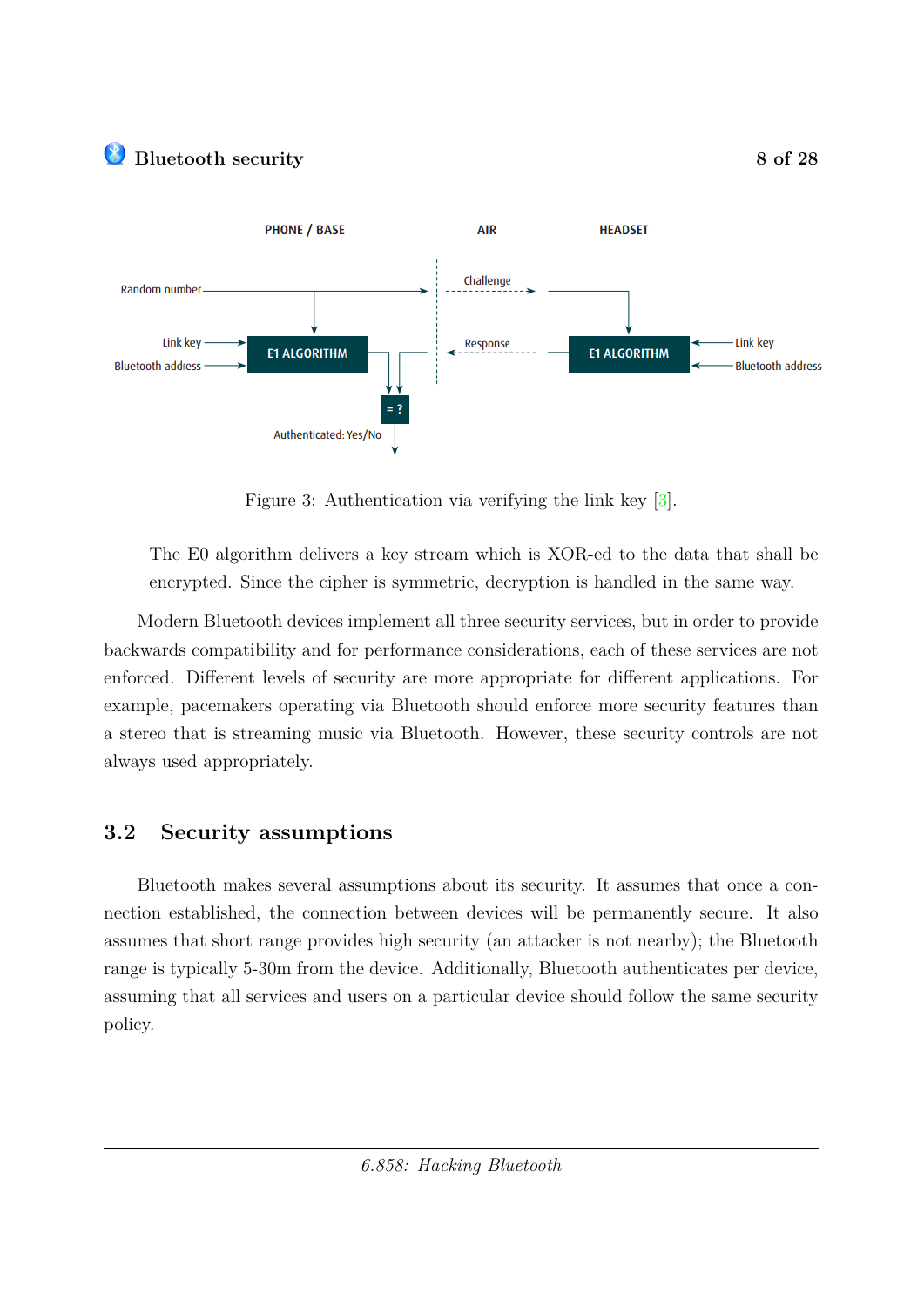PHONE / BASE | AIR | HEADSET

Random number — Challenge

Link key, Bluetooth address → E1 ALGORITHM ← Response — E1 ALGORITHM ← Link key, Bluetooth address

= ?

Authenticated: Yes/No

Figure 3: Authentication via verifying the link key [3].

The E0 algorithm delivers a key stream which is XOR-ed to the data that shall be encrypted. Since the cipher is symmetric, decryption is handled in the same way.

Modern Bluetooth devices implement all three security services, but in order to provide backwards compatibility and for performance considerations, each of these services are not enforced. Different levels of security are more appropriate for different applications. For example, pacemakers operating via Bluetooth should enforce more security features than a stereo that is streaming music via Bluetooth. However, these security controls are not always used appropriately.

## 3.2 Security assumptions

Bluetooth makes several assumptions about its security. It assumes that once a connection established, the connection between devices will be permanently secure. It also assumes that short range provides high security (an attacker is not nearby); the Bluetooth range is typically 5-30m from the device. Additionally, Bluetooth authenticates per device, assuming that all services and users on a particular device should follow the same security policy.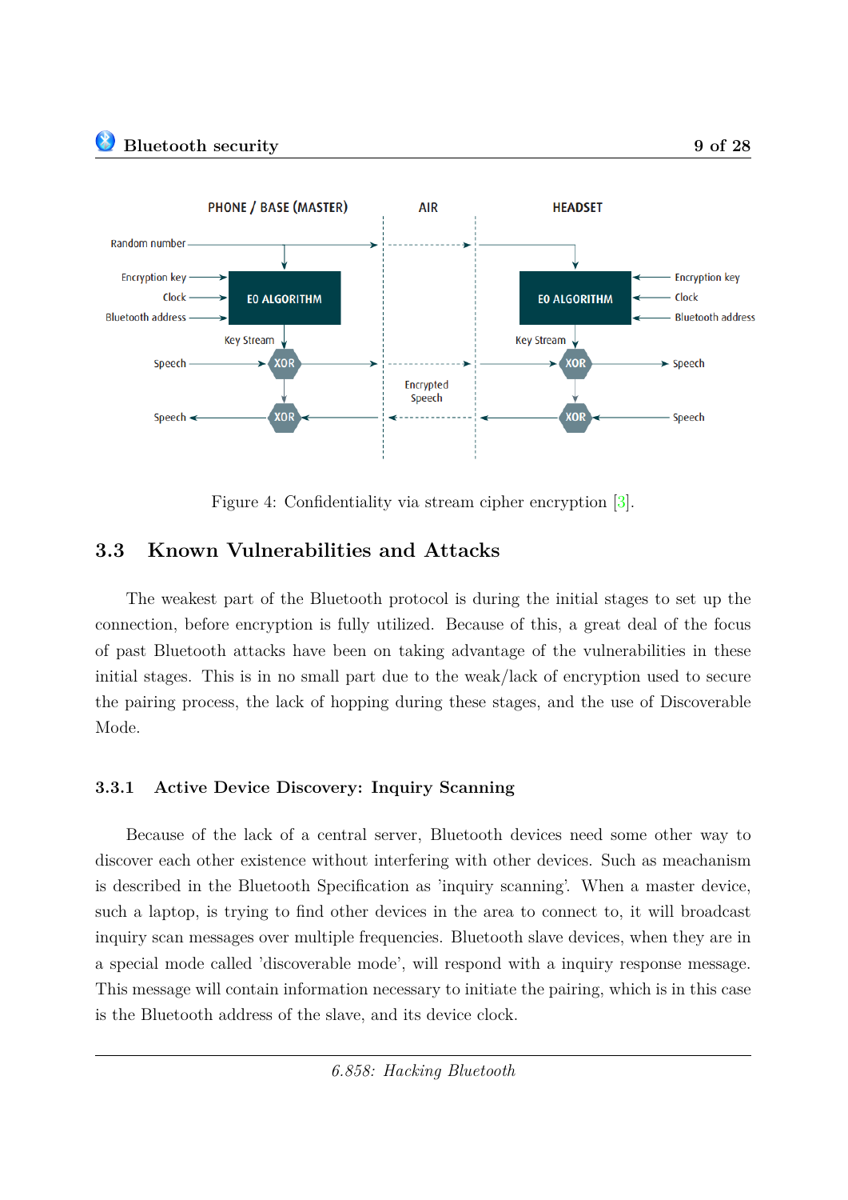Figure 4: Confidentiality via stream cipher encryption [3].

## 3.3 Known Vulnerabilities and Attacks

The weakest part of the Bluetooth protocol is during the initial stages to set up the connection, before encryption is fully utilized. Because of this, a great deal of the focus of past Bluetooth attacks have been on taking advantage of the vulnerabilities in these initial stages. This is in no small part due to the weak/lack of encryption used to secure the pairing process, the lack of hopping during these stages, and the use of Discoverable Mode.

### 3.3.1 Active Device Discovery: Inquiry Scanning

Because of the lack of a central server, Bluetooth devices need some other way to discover each other existence without interfering with other devices. Such as meachanism is described in the Bluetooth Specification as 'inquiry scanning'. When a master device, such a laptop, is trying to find other devices in the area to connect to, it will broadcast inquiry scan messages over multiple frequencies. Bluetooth slave devices, when they are in a special mode called 'discoverable mode', will respond with a inquiry response message. This message will contain information necessary to initiate the pairing, which is in this case is the Bluetooth address of the slave, and its device clock.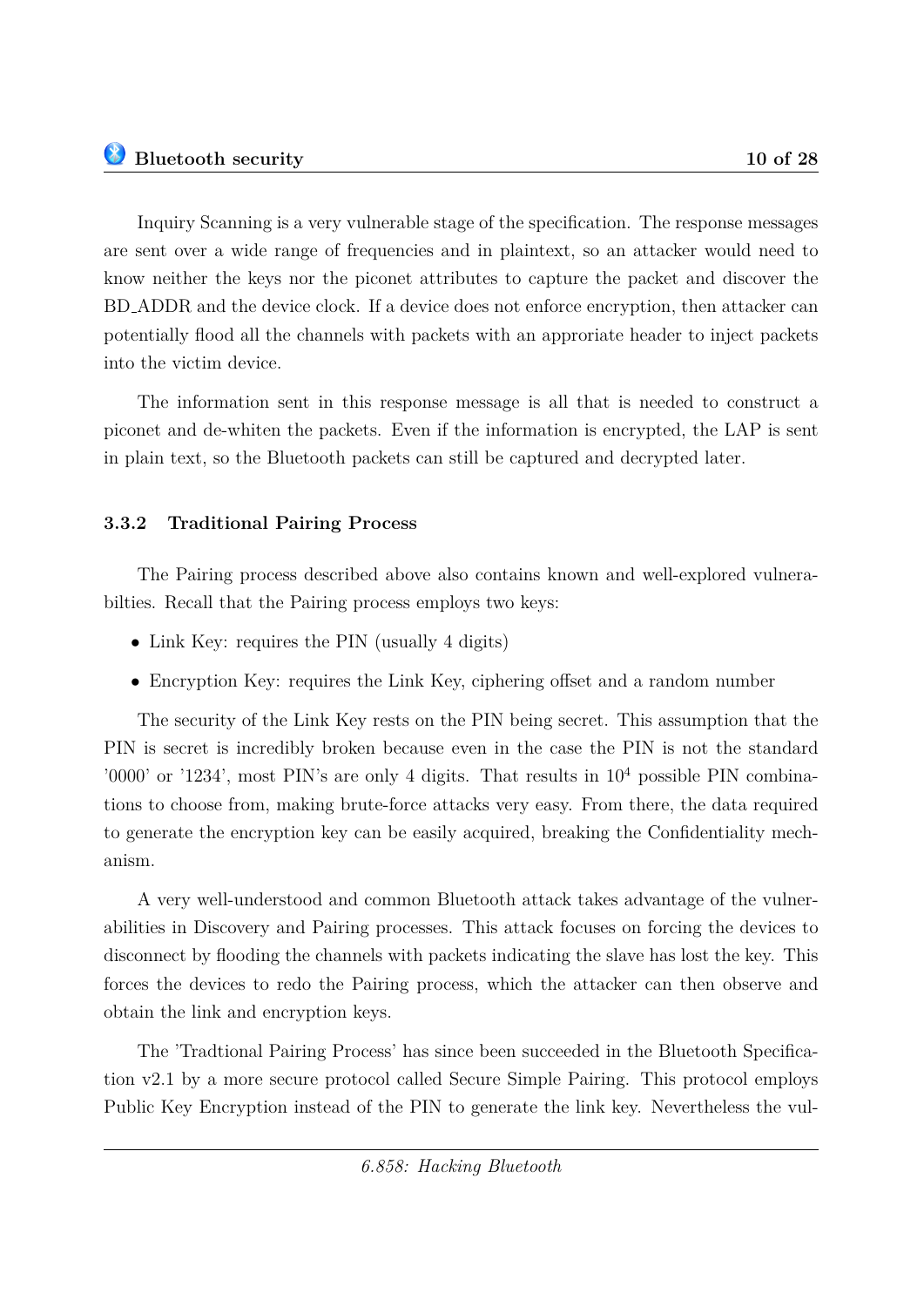Inquiry Scanning is a very vulnerable stage of the specification. The response messages are sent over a wide range of frequencies and in plaintext, so an attacker would need to know neither the keys nor the piconet attributes to capture the packet and discover the BD_ADDR and the device clock. If a device does not enforce encryption, then attacker can potentially flood all the channels with packets with an approriate header to inject packets into the victim device.

The information sent in this response message is all that is needed to construct a piconet and de-whiten the packets. Even if the information is encrypted, the LAP is sent in plain text, so the Bluetooth packets can still be captured and decrypted later.

### 3.3.2 Traditional Pairing Process

The Pairing process described above also contains known and well-explored vulnerabilties. Recall that the Pairing process employs two keys:

- Link Key: requires the PIN (usually 4 digits)
- Encryption Key: requires the Link Key, ciphering offset and a random number

The security of the Link Key rests on the PIN being secret. This assumption that the PIN is secret is incredibly broken because even in the case the PIN is not the standard '0000' or '1234', most PIN's are only 4 digits. That results in $10^4$ possible PIN combinations to choose from, making brute-force attacks very easy. From there, the data required to generate the encryption key can be easily acquired, breaking the Confidentiality mechanism.

A very well-understood and common Bluetooth attack takes advantage of the vulnerabilities in Discovery and Pairing processes. This attack focuses on forcing the devices to disconnect by flooding the channels with packets indicating the slave has lost the key. This forces the devices to redo the Pairing process, which the attacker can then observe and obtain the link and encryption keys.

The 'Tradtional Pairing Process' has since been succeeded in the Bluetooth Specification v2.1 by a more secure protocol called Secure Simple Pairing. This protocol employs Public Key Encryption instead of the PIN to generate the link key. Nevertheless the vul-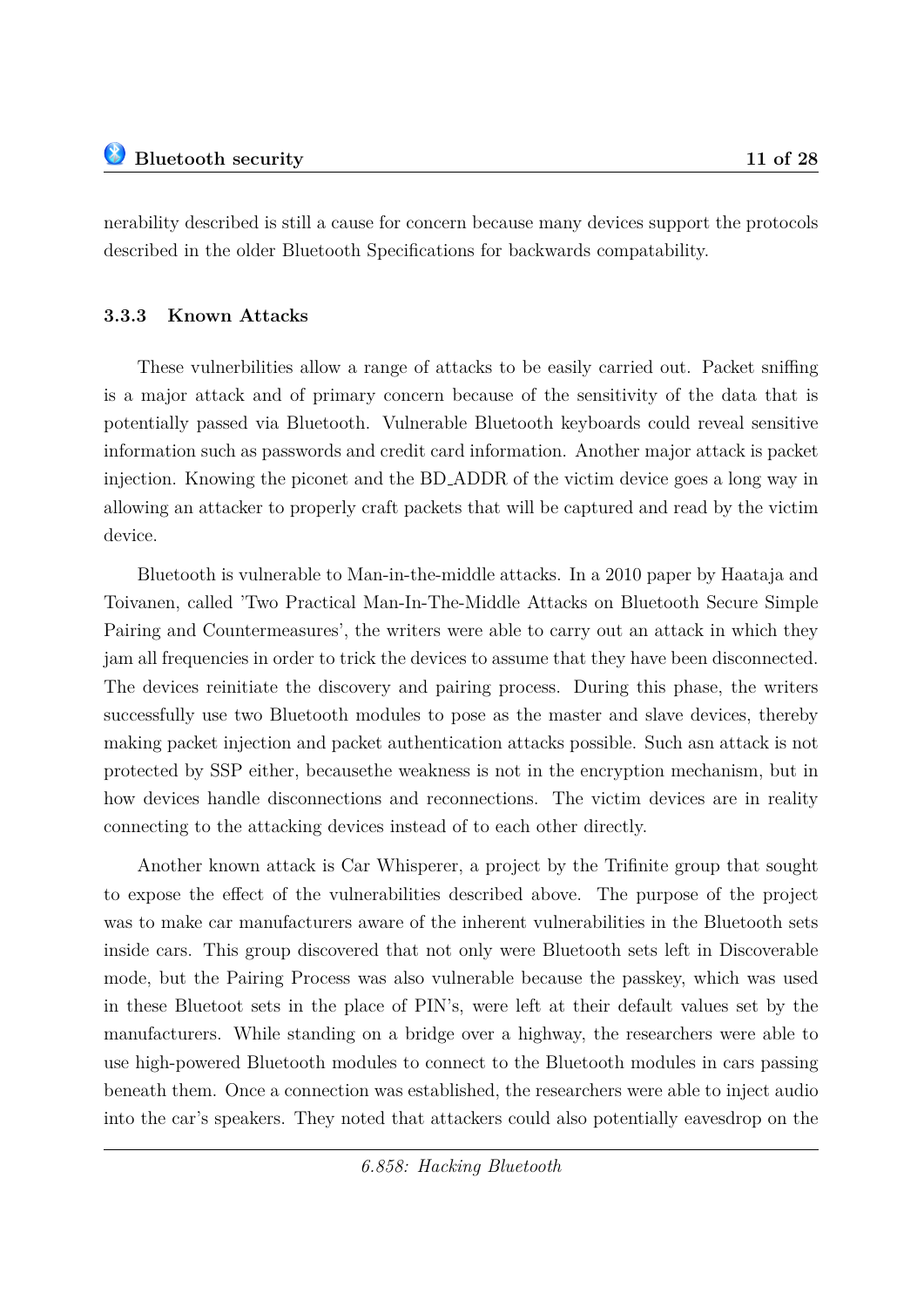nerability described is still a cause for concern because many devices support the protocols described in the older Bluetooth Specifications for backwards compatability.

### 3.3.3 Known Attacks

These vulnerbilities allow a range of attacks to be easily carried out. Packet sniffing is a major attack and of primary concern because of the sensitivity of the data that is potentially passed via Bluetooth. Vulnerable Bluetooth keyboards could reveal sensitive information such as passwords and credit card information. Another major attack is packet injection. Knowing the piconet and the BD_ADDR of the victim device goes a long way in allowing an attacker to properly craft packets that will be captured and read by the victim device.

Bluetooth is vulnerable to Man-in-the-middle attacks. In a 2010 paper by Haataja and Toivanen, called 'Two Practical Man-In-The-Middle Attacks on Bluetooth Secure Simple Pairing and Countermeasures', the writers were able to carry out an attack in which they jam all frequencies in order to trick the devices to assume that they have been disconnected. The devices reinitiate the discovery and pairing process. During this phase, the writers successfully use two Bluetooth modules to pose as the master and slave devices, thereby making packet injection and packet authentication attacks possible. Such asn attack is not protected by SSP either, becausethe weakness is not in the encryption mechanism, but in how devices handle disconnections and reconnections. The victim devices are in reality connecting to the attacking devices instead of to each other directly.

Another known attack is Car Whisperer, a project by the Trifinite group that sought to expose the effect of the vulnerabilities described above. The purpose of the project was to make car manufacturers aware of the inherent vulnerabilities in the Bluetooth sets inside cars. This group discovered that not only were Bluetooth sets left in Discoverable mode, but the Pairing Process was also vulnerable because the passkey, which was used in these Bluetoot sets in the place of PIN's, were left at their default values set by the manufacturers. While standing on a bridge over a highway, the researchers were able to use high-powered Bluetooth modules to connect to the Bluetooth modules in cars passing beneath them. Once a connection was established, the researchers were able to inject audio into the car's speakers. They noted that attackers could also potentially eavesdrop on the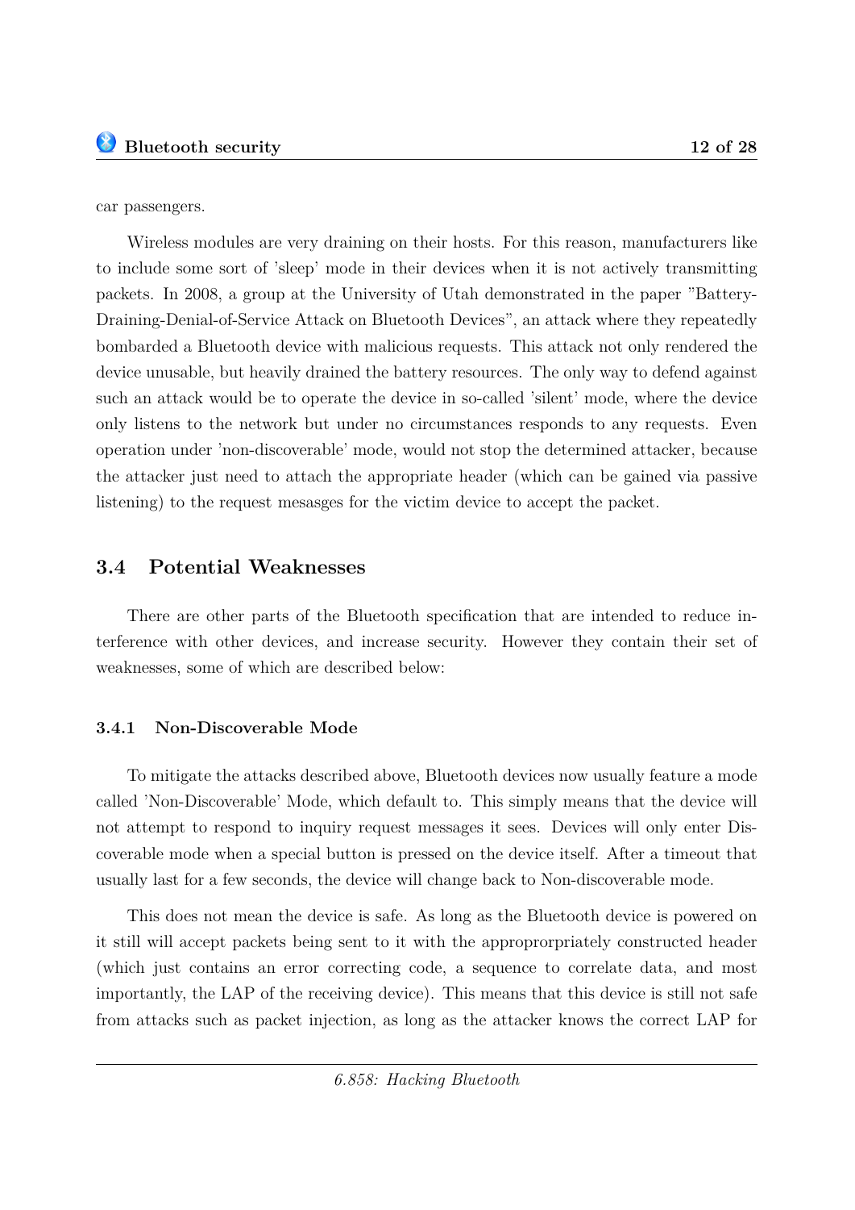car passengers.

Wireless modules are very draining on their hosts. For this reason, manufacturers like to include some sort of 'sleep' mode in their devices when it is not actively transmitting packets. In 2008, a group at the University of Utah demonstrated in the paper "Battery-Draining-Denial-of-Service Attack on Bluetooth Devices", an attack where they repeatedly bombarded a Bluetooth device with malicious requests. This attack not only rendered the device unusable, but heavily drained the battery resources. The only way to defend against such an attack would be to operate the device in so-called 'silent' mode, where the device only listens to the network but under no circumstances responds to any requests. Even operation under 'non-discoverable' mode, would not stop the determined attacker, because the attacker just need to attach the appropriate header (which can be gained via passive listening) to the request mesasges for the victim device to accept the packet.

## 3.4 Potential Weaknesses

There are other parts of the Bluetooth specification that are intended to reduce interference with other devices, and increase security. However they contain their set of weaknesses, some of which are described below:

### 3.4.1 Non-Discoverable Mode

To mitigate the attacks described above, Bluetooth devices now usually feature a mode called 'Non-Discoverable' Mode, which default to. This simply means that the device will not attempt to respond to inquiry request messages it sees. Devices will only enter Discoverable mode when a special button is pressed on the device itself. After a timeout that usually last for a few seconds, the device will change back to Non-discoverable mode.

This does not mean the device is safe. As long as the Bluetooth device is powered on it still will accept packets being sent to it with the approprorpriately constructed header (which just contains an error correcting code, a sequence to correlate data, and most importantly, the LAP of the receiving device). This means that this device is still not safe from attacks such as packet injection, as long as the attacker knows the correct LAP for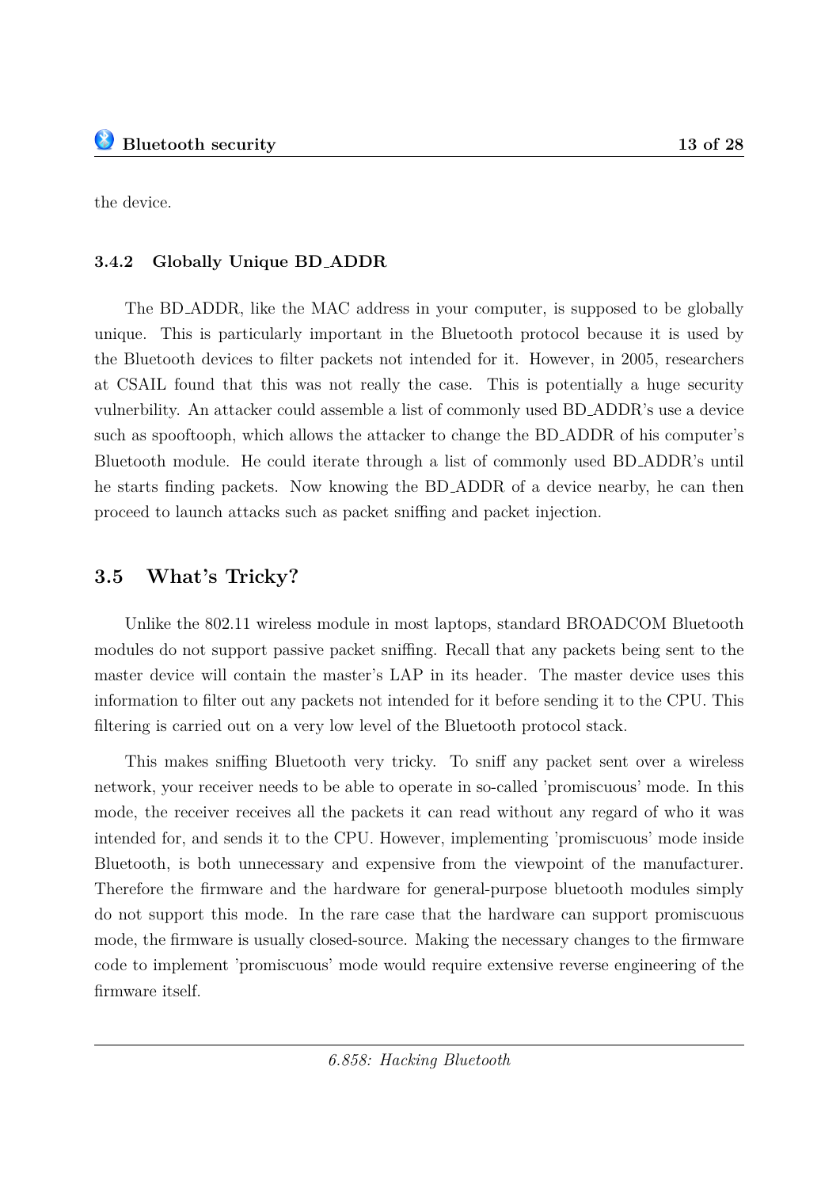the device.

#### 3.4.2 Globally Unique BD_ADDR

The BD_ADDR, like the MAC address in your computer, is supposed to be globally unique. This is particularly important in the Bluetooth protocol because it is used by the Bluetooth devices to filter packets not intended for it. However, in 2005, researchers at CSAIL found that this was not really the case. This is potentially a huge security vulnerbility. An attacker could assemble a list of commonly used BD_ADDR's use a device such as spooftooph, which allows the attacker to change the BD_ADDR of his computer's Bluetooth module. He could iterate through a list of commonly used BD_ADDR's until he starts finding packets. Now knowing the BD_ADDR of a device nearby, he can then proceed to launch attacks such as packet sniffing and packet injection.

### 3.5 What's Tricky?

Unlike the 802.11 wireless module in most laptops, standard BROADCOM Bluetooth modules do not support passive packet sniffing. Recall that any packets being sent to the master device will contain the master's LAP in its header. The master device uses this information to filter out any packets not intended for it before sending it to the CPU. This filtering is carried out on a very low level of the Bluetooth protocol stack.

This makes sniffing Bluetooth very tricky. To sniff any packet sent over a wireless network, your receiver needs to be able to operate in so-called 'promiscuous' mode. In this mode, the receiver receives all the packets it can read without any regard of who it was intended for, and sends it to the CPU. However, implementing 'promiscuous' mode inside Bluetooth, is both unnecessary and expensive from the viewpoint of the manufacturer. Therefore the firmware and the hardware for general-purpose bluetooth modules simply do not support this mode. In the rare case that the hardware can support promiscuous mode, the firmware is usually closed-source. Making the necessary changes to the firmware code to implement 'promiscuous' mode would require extensive reverse engineering of the firmware itself.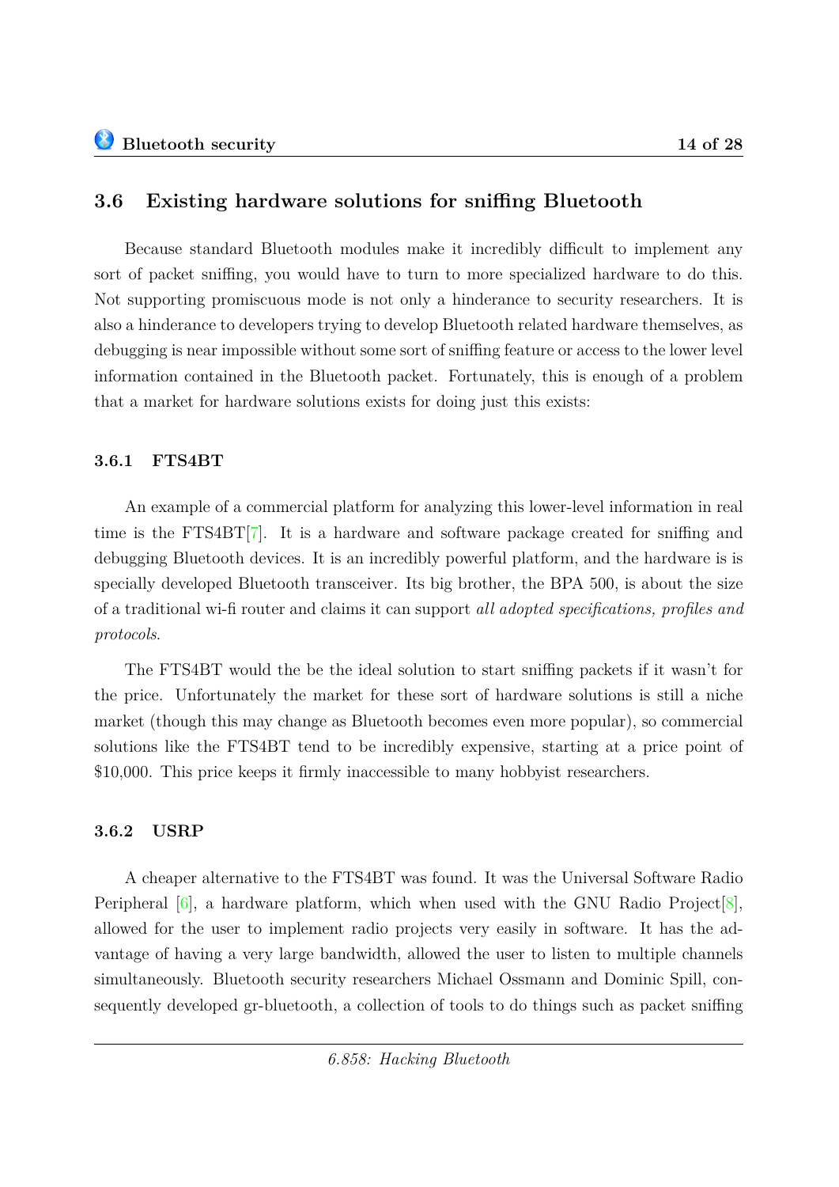## 3.6 Existing hardware solutions for sniffing Bluetooth

Because standard Bluetooth modules make it incredibly difficult to implement any sort of packet sniffing, you would have to turn to more specialized hardware to do this. Not supporting promiscuous mode is not only a hinderance to security researchers. It is also a hinderance to developers trying to develop Bluetooth related hardware themselves, as debugging is near impossible without some sort of sniffing feature or access to the lower level information contained in the Bluetooth packet. Fortunately, this is enough of a problem that a market for hardware solutions exists for doing just this exists:

### 3.6.1 FTS4BT

An example of a commercial platform for analyzing this lower-level information in real time is the FTS4BT[7]. It is a hardware and software package created for sniffing and debugging Bluetooth devices. It is an incredibly powerful platform, and the hardware is is specially developed Bluetooth transceiver. Its big brother, the BPA 500, is about the size of a traditional wi-fi router and claims it can support *all adopted specifications, profiles and protocols*.

The FTS4BT would the be the ideal solution to start sniffing packets if it wasn't for the price. Unfortunately the market for these sort of hardware solutions is still a niche market (though this may change as Bluetooth becomes even more popular), so commercial solutions like the FTS4BT tend to be incredibly expensive, starting at a price point of $10,000. This price keeps it firmly inaccessible to many hobbyist researchers.

### 3.6.2 USRP

A cheaper alternative to the FTS4BT was found. It was the Universal Software Radio Peripheral [6], a hardware platform, which when used with the GNU Radio Project[8], allowed for the user to implement radio projects very easily in software. It has the advantage of having a very large bandwidth, allowed the user to listen to multiple channels simultaneously. Bluetooth security researchers Michael Ossmann and Dominic Spill, consequently developed gr-bluetooth, a collection of tools to do things such as packet sniffing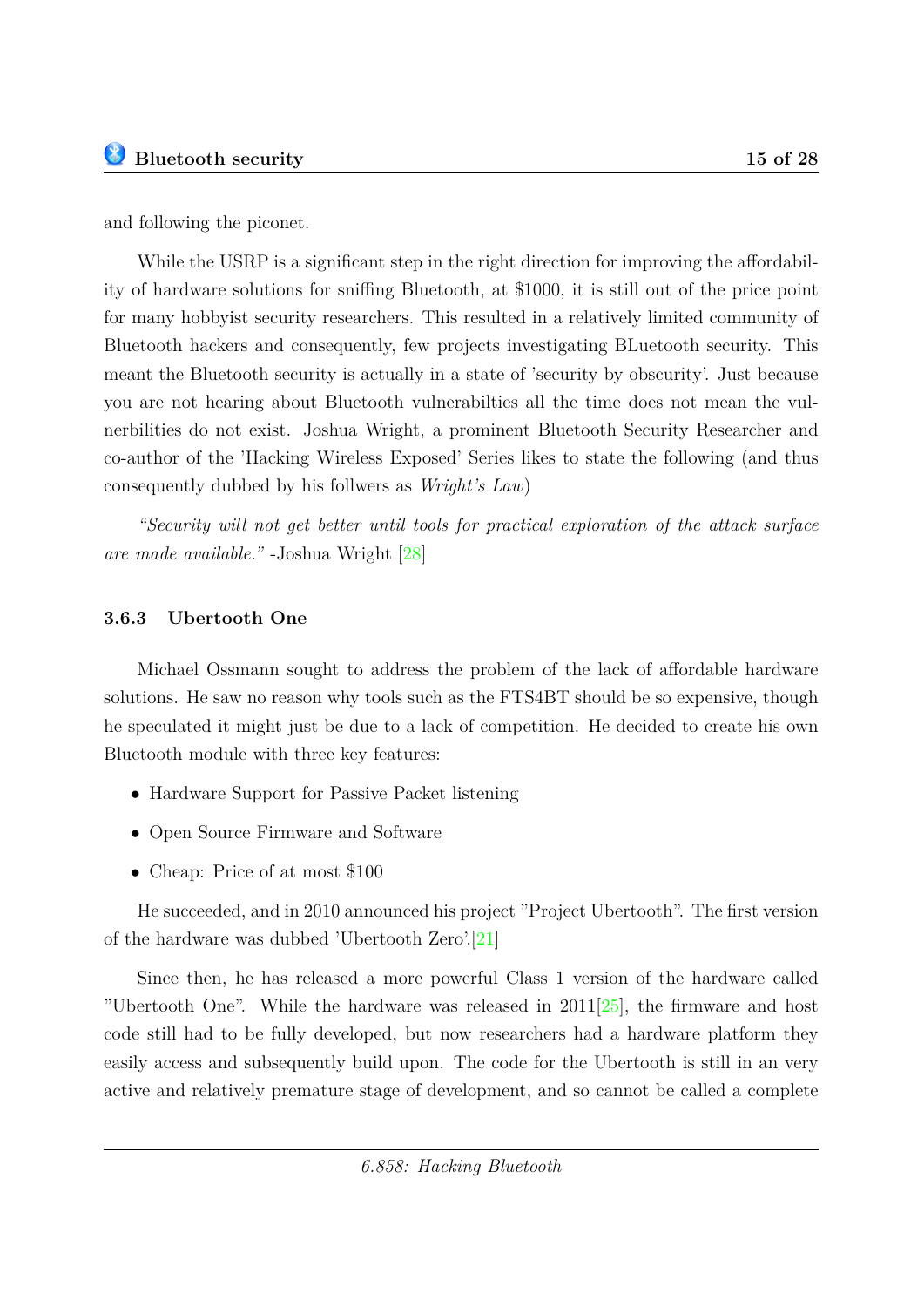and following the piconet.

While the USRP is a significant step in the right direction for improving the affordability of hardware solutions for sniffing Bluetooth, at $1000, it is still out of the price point for many hobbyist security researchers. This resulted in a relatively limited community of Bluetooth hackers and consequently, few projects investigating BLuetooth security. This meant the Bluetooth security is actually in a state of 'security by obscurity'. Just because you are not hearing about Bluetooth vulnerabilties all the time does not mean the vulnerbilities do not exist. Joshua Wright, a prominent Bluetooth Security Researcher and co-author of the 'Hacking Wireless Exposed' Series likes to state the following (and thus consequently dubbed by his follwers as *Wright's Law*)

*"Security will not get better until tools for practical exploration of the attack surface are made available."* -Joshua Wright [28]

### 3.6.3 Ubertooth One

Michael Ossmann sought to address the problem of the lack of affordable hardware solutions. He saw no reason why tools such as the FTS4BT should be so expensive, though he speculated it might just be due to a lack of competition. He decided to create his own Bluetooth module with three key features:

- Hardware Support for Passive Packet listening
- Open Source Firmware and Software
- Cheap: Price of at most $100

He succeeded, and in 2010 announced his project "Project Ubertooth". The first version of the hardware was dubbed 'Ubertooth Zero'.[21]

Since then, he has released a more powerful Class 1 version of the hardware called "Ubertooth One". While the hardware was released in 2011[25], the firmware and host code still had to be fully developed, but now researchers had a hardware platform they easily access and subsequently build upon. The code for the Ubertooth is still in an very active and relatively premature stage of development, and so cannot be called a complete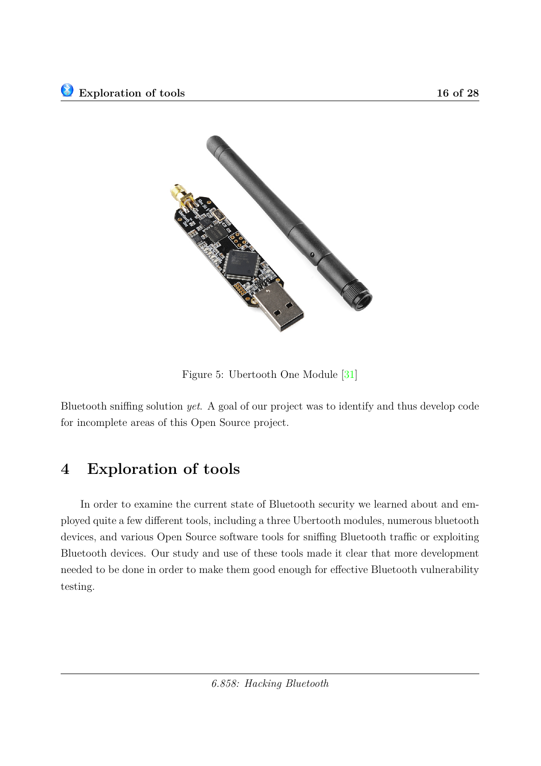Figure 5: Ubertooth One Module [31]

Bluetooth sniffing solution *yet*. A goal of our project was to identify and thus develop code for incomplete areas of this Open Source project.

## 4 Exploration of tools

In order to examine the current state of Bluetooth security we learned about and employed quite a few different tools, including a three Ubertooth modules, numerous bluetooth devices, and various Open Source software tools for sniffing Bluetooth traffic or exploiting Bluetooth devices. Our study and use of these tools made it clear that more development needed to be done in order to make them good enough for effective Bluetooth vulnerability testing.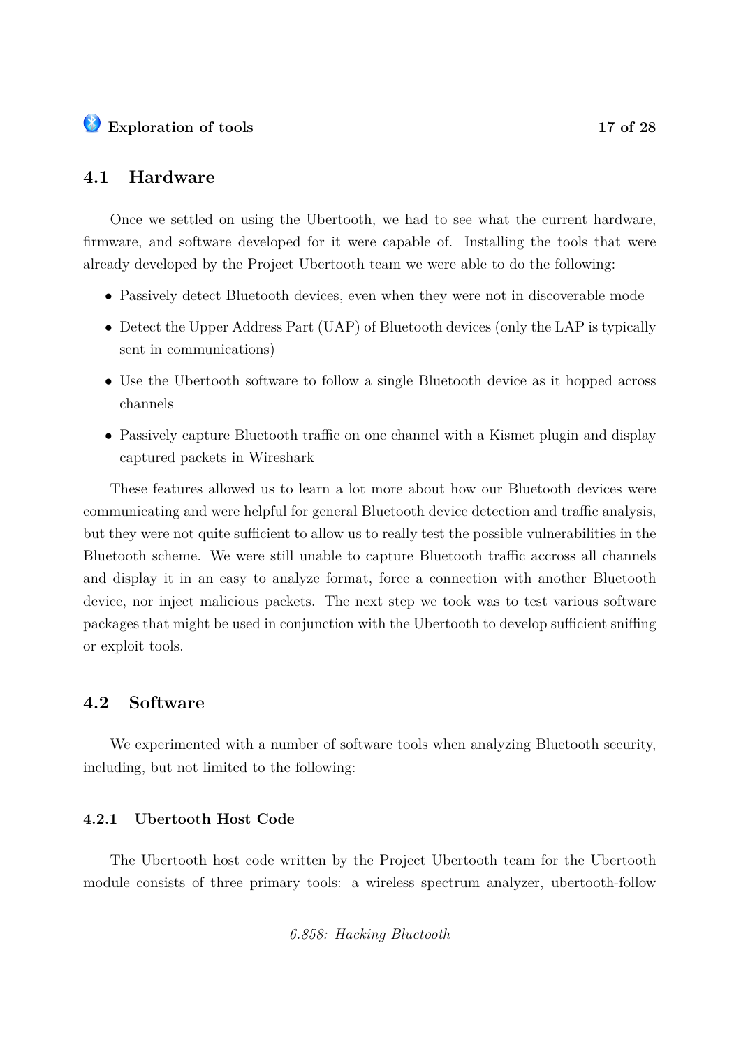## 4.1 Hardware

Once we settled on using the Ubertooth, we had to see what the current hardware, firmware, and software developed for it were capable of. Installing the tools that were already developed by the Project Ubertooth team we were able to do the following:

- Passively detect Bluetooth devices, even when they were not in discoverable mode
- Detect the Upper Address Part (UAP) of Bluetooth devices (only the LAP is typically sent in communications)
- Use the Ubertooth software to follow a single Bluetooth device as it hopped across channels
- Passively capture Bluetooth traffic on one channel with a Kismet plugin and display captured packets in Wireshark

These features allowed us to learn a lot more about how our Bluetooth devices were communicating and were helpful for general Bluetooth device detection and traffic analysis, but they were not quite sufficient to allow us to really test the possible vulnerabilities in the Bluetooth scheme. We were still unable to capture Bluetooth traffic accross all channels and display it in an easy to analyze format, force a connection with another Bluetooth device, nor inject malicious packets. The next step we took was to test various software packages that might be used in conjunction with the Ubertooth to develop sufficient sniffing or exploit tools.

## 4.2 Software

We experimented with a number of software tools when analyzing Bluetooth security, including, but not limited to the following:

### 4.2.1 Ubertooth Host Code

The Ubertooth host code written by the Project Ubertooth team for the Ubertooth module consists of three primary tools: a wireless spectrum analyzer, ubertooth-follow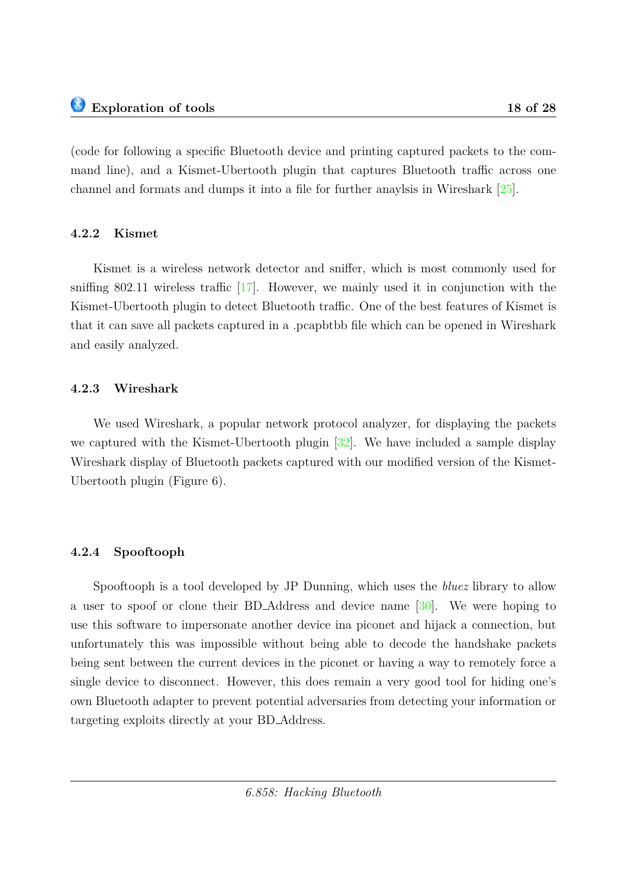(code for following a specific Bluetooth device and printing captured packets to the command line), and a Kismet-Ubertooth plugin that captures Bluetooth traffic across one channel and formats and dumps it into a file for further anaylsis in Wireshark [25].

#### 4.2.2 Kismet

Kismet is a wireless network detector and sniffer, which is most commonly used for sniffing 802.11 wireless traffic [17]. However, we mainly used it in conjunction with the Kismet-Ubertooth plugin to detect Bluetooth traffic. One of the best features of Kismet is that it can save all packets captured in a .pcapbtbb file which can be opened in Wireshark and easily analyzed.

#### 4.2.3 Wireshark

We used Wireshark, a popular network protocol analyzer, for displaying the packets we captured with the Kismet-Ubertooth plugin [32]. We have included a sample display Wireshark display of Bluetooth packets captured with our modified version of the Kismet-Ubertooth plugin (Figure 6).

#### 4.2.4 Spooftooph

Spooftooph is a tool developed by JP Dunning, which uses the *bluez* library to allow a user to spoof or clone their BD_Address and device name [30]. We were hoping to use this software to impersonate another device ina piconet and hijack a connection, but unfortunately this was impossible without being able to decode the handshake packets being sent between the current devices in the piconet or having a way to remotely force a single device to disconnect. However, this does remain a very good tool for hiding one's own Bluetooth adapter to prevent potential adversaries from detecting your information or targeting exploits directly at your BD_Address.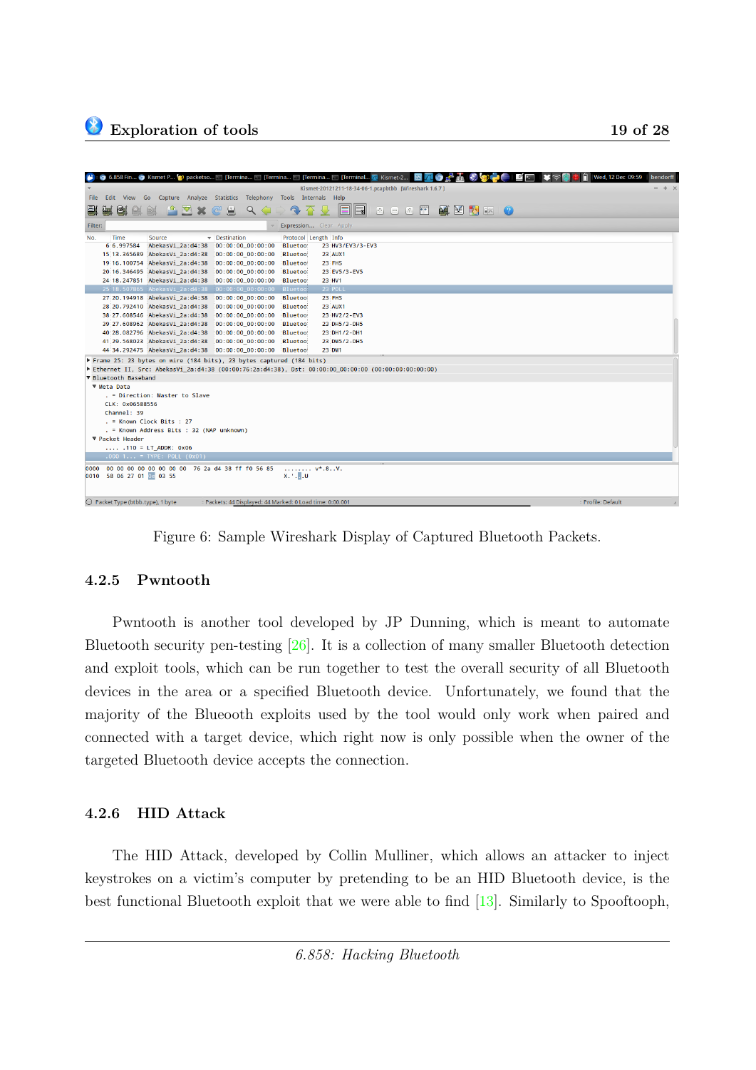Figure 6: Sample Wireshark Display of Captured Bluetooth Packets.

### 4.2.5 Pwntooth

Pwntooth is another tool developed by JP Dunning, which is meant to automate Bluetooth security pen-testing [26]. It is a collection of many smaller Bluetooth detection and exploit tools, which can be run together to test the overall security of all Bluetooth devices in the area or a specified Bluetooth device. Unfortunately, we found that the majority of the Blueooth exploits used by the tool would only work when paired and connected with a target device, which right now is only possible when the owner of the targeted Bluetooth device accepts the connection.

### 4.2.6 HID Attack

The HID Attack, developed by Collin Mulliner, which allows an attacker to inject keystrokes on a victim's computer by pretending to be an HID Bluetooth device, is the best functional Bluetooth exploit that we were able to find [13]. Similarly to Spooftooph,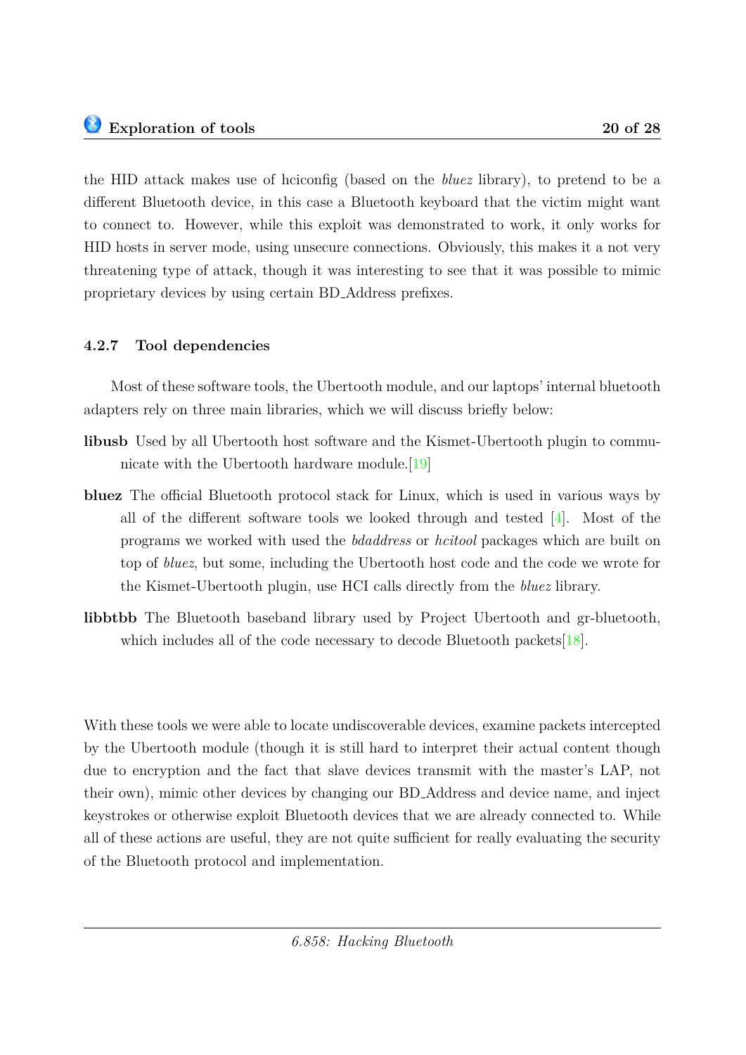the HID attack makes use of hciconfig (based on the *bluez* library), to pretend to be a different Bluetooth device, in this case a Bluetooth keyboard that the victim might want to connect to. However, while this exploit was demonstrated to work, it only works for HID hosts in server mode, using unsecure connections. Obviously, this makes it a not very threatening type of attack, though it was interesting to see that it was possible to mimic proprietary devices by using certain BD_Address prefixes.

### 4.2.7 Tool dependencies

Most of these software tools, the Ubertooth module, and our laptops' internal bluetooth adapters rely on three main libraries, which we will discuss briefly below:

**libusb** Used by all Ubertooth host software and the Kismet-Ubertooth plugin to communicate with the Ubertooth hardware module.[19]

**bluez** The official Bluetooth protocol stack for Linux, which is used in various ways by all of the different software tools we looked through and tested [4]. Most of the programs we worked with used the *bdaddress* or *hcitool* packages which are built on top of *bluez*, but some, including the Ubertooth host code and the code we wrote for the Kismet-Ubertooth plugin, use HCI calls directly from the *bluez* library.

**libbtbb** The Bluetooth baseband library used by Project Ubertooth and gr-bluetooth, which includes all of the code necessary to decode Bluetooth packets[18].

With these tools we were able to locate undiscoverable devices, examine packets intercepted by the Ubertooth module (though it is still hard to interpret their actual content though due to encryption and the fact that slave devices transmit with the master's LAP, not their own), mimic other devices by changing our BD_Address and device name, and inject keystrokes or otherwise exploit Bluetooth devices that we are already connected to. While all of these actions are useful, they are not quite sufficient for really evaluating the security of the Bluetooth protocol and implementation.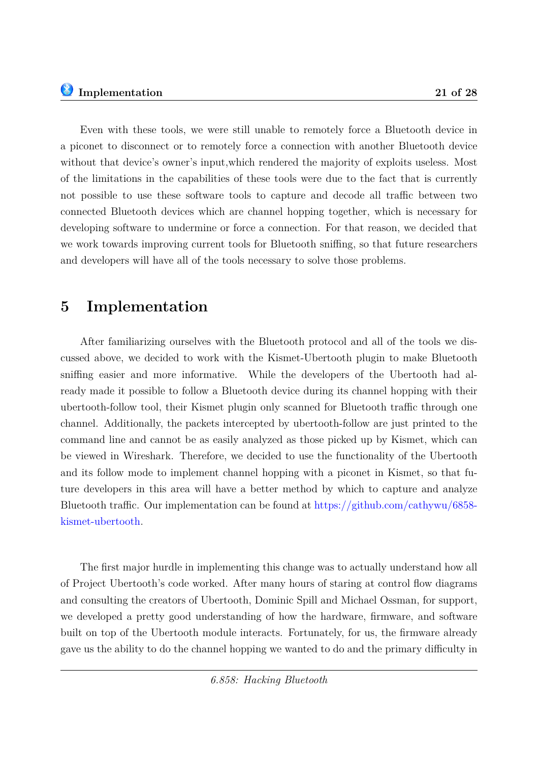Even with these tools, we were still unable to remotely force a Bluetooth device in a piconet to disconnect or to remotely force a connection with another Bluetooth device without that device's owner's input,which rendered the majority of exploits useless. Most of the limitations in the capabilities of these tools were due to the fact that is currently not possible to use these software tools to capture and decode all traffic between two connected Bluetooth devices which are channel hopping together, which is necessary for developing software to undermine or force a connection. For that reason, we decided that we work towards improving current tools for Bluetooth sniffing, so that future researchers and developers will have all of the tools necessary to solve those problems.

# 5 Implementation

After familiarizing ourselves with the Bluetooth protocol and all of the tools we discussed above, we decided to work with the Kismet-Ubertooth plugin to make Bluetooth sniffing easier and more informative. While the developers of the Ubertooth had already made it possible to follow a Bluetooth device during its channel hopping with their ubertooth-follow tool, their Kismet plugin only scanned for Bluetooth traffic through one channel. Additionally, the packets intercepted by ubertooth-follow are just printed to the command line and cannot be as easily analyzed as those picked up by Kismet, which can be viewed in Wireshark. Therefore, we decided to use the functionality of the Ubertooth and its follow mode to implement channel hopping with a piconet in Kismet, so that future developers in this area will have a better method by which to capture and analyze Bluetooth traffic. Our implementation can be found at https://github.com/cathywu/6858-kismet-ubertooth.

The first major hurdle in implementing this change was to actually understand how all of Project Ubertooth's code worked. After many hours of staring at control flow diagrams and consulting the creators of Ubertooth, Dominic Spill and Michael Ossman, for support, we developed a pretty good understanding of how the hardware, firmware, and software built on top of the Ubertooth module interacts. Fortunately, for us, the firmware already gave us the ability to do the channel hopping we wanted to do and the primary difficulty in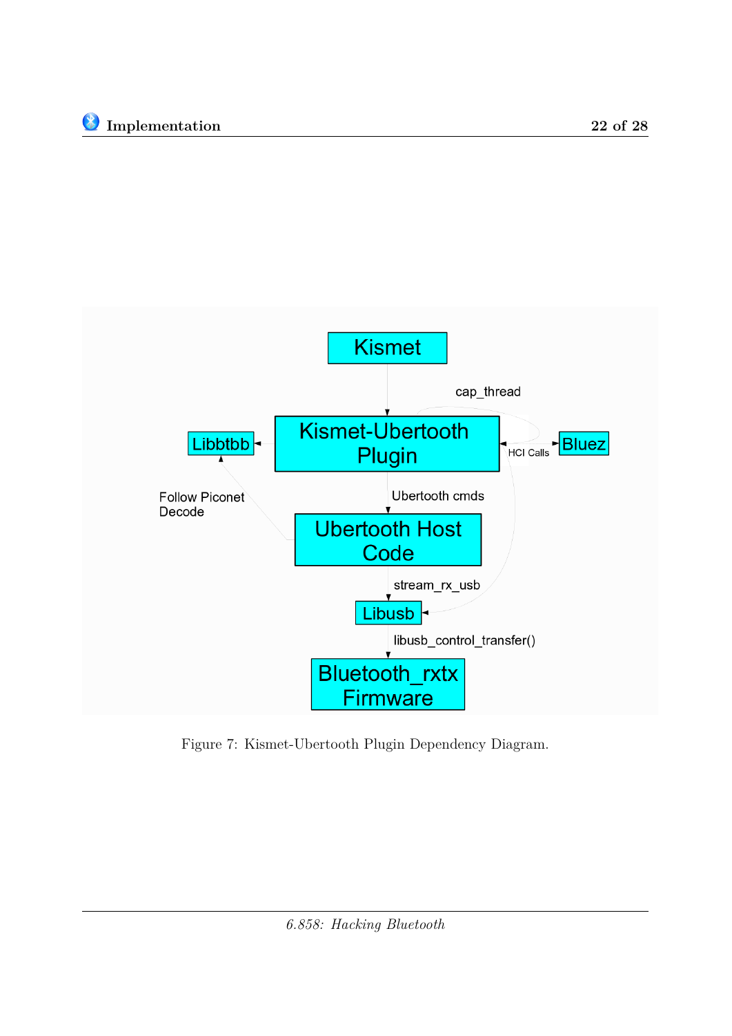Figure 7: Kismet-Ubertooth Plugin Dependency Diagram.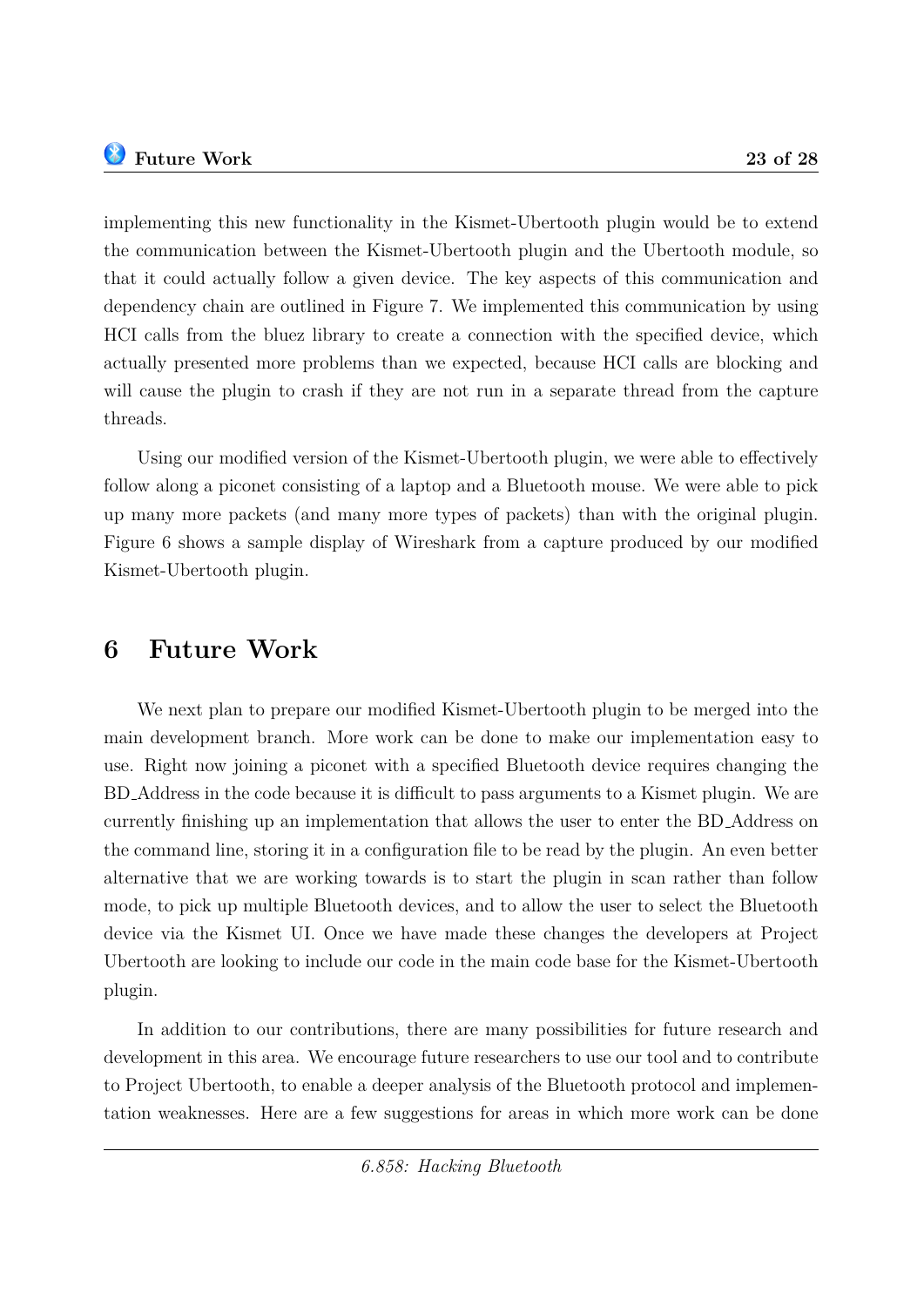implementing this new functionality in the Kismet-Ubertooth plugin would be to extend the communication between the Kismet-Ubertooth plugin and the Ubertooth module, so that it could actually follow a given device. The key aspects of this communication and dependency chain are outlined in Figure 7. We implemented this communication by using HCI calls from the bluez library to create a connection with the specified device, which actually presented more problems than we expected, because HCI calls are blocking and will cause the plugin to crash if they are not run in a separate thread from the capture threads.

Using our modified version of the Kismet-Ubertooth plugin, we were able to effectively follow along a piconet consisting of a laptop and a Bluetooth mouse. We were able to pick up many more packets (and many more types of packets) than with the original plugin. Figure 6 shows a sample display of Wireshark from a capture produced by our modified Kismet-Ubertooth plugin.

# 6 Future Work

We next plan to prepare our modified Kismet-Ubertooth plugin to be merged into the main development branch. More work can be done to make our implementation easy to use. Right now joining a piconet with a specified Bluetooth device requires changing the BD_Address in the code because it is difficult to pass arguments to a Kismet plugin. We are currently finishing up an implementation that allows the user to enter the BD_Address on the command line, storing it in a configuration file to be read by the plugin. An even better alternative that we are working towards is to start the plugin in scan rather than follow mode, to pick up multiple Bluetooth devices, and to allow the user to select the Bluetooth device via the Kismet UI. Once we have made these changes the developers at Project Ubertooth are looking to include our code in the main code base for the Kismet-Ubertooth plugin.

In addition to our contributions, there are many possibilities for future research and development in this area. We encourage future researchers to use our tool and to contribute to Project Ubertooth, to enable a deeper analysis of the Bluetooth protocol and implementation weaknesses. Here are a few suggestions for areas in which more work can be done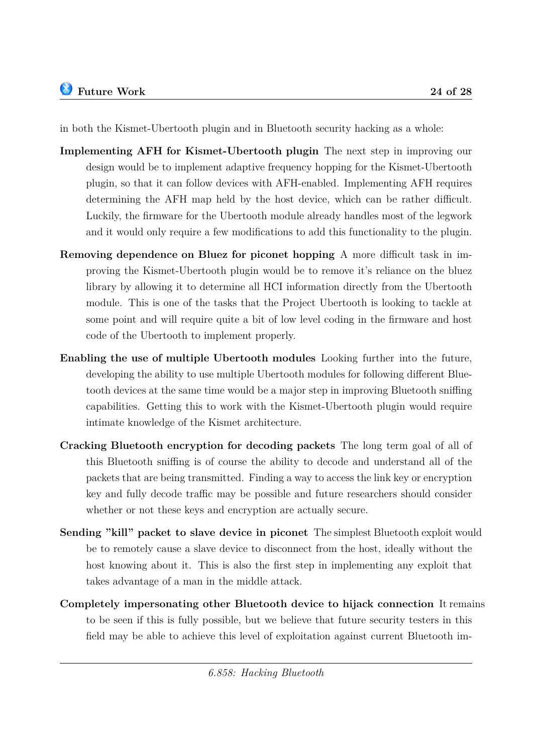in both the Kismet-Ubertooth plugin and in Bluetooth security hacking as a whole:

**Implementing AFH for Kismet-Ubertooth plugin** The next step in improving our design would be to implement adaptive frequency hopping for the Kismet-Ubertooth plugin, so that it can follow devices with AFH-enabled. Implementing AFH requires determining the AFH map held by the host device, which can be rather difficult. Luckily, the firmware for the Ubertooth module already handles most of the legwork and it would only require a few modifications to add this functionality to the plugin.

**Removing dependence on Bluez for piconet hopping** A more difficult task in improving the Kismet-Ubertooth plugin would be to remove it's reliance on the bluez library by allowing it to determine all HCI information directly from the Ubertooth module. This is one of the tasks that the Project Ubertooth is looking to tackle at some point and will require quite a bit of low level coding in the firmware and host code of the Ubertooth to implement properly.

**Enabling the use of multiple Ubertooth modules** Looking further into the future, developing the ability to use multiple Ubertooth modules for following different Bluetooth devices at the same time would be a major step in improving Bluetooth sniffing capabilities. Getting this to work with the Kismet-Ubertooth plugin would require intimate knowledge of the Kismet architecture.

**Cracking Bluetooth encryption for decoding packets** The long term goal of all of this Bluetooth sniffing is of course the ability to decode and understand all of the packets that are being transmitted. Finding a way to access the link key or encryption key and fully decode traffic may be possible and future researchers should consider whether or not these keys and encryption are actually secure.

**Sending "kill" packet to slave device in piconet** The simplest Bluetooth exploit would be to remotely cause a slave device to disconnect from the host, ideally without the host knowing about it. This is also the first step in implementing any exploit that takes advantage of a man in the middle attack.

**Completely impersonating other Bluetooth device to hijack connection** It remains to be seen if this is fully possible, but we believe that future security testers in this field may be able to achieve this level of exploitation against current Bluetooth im-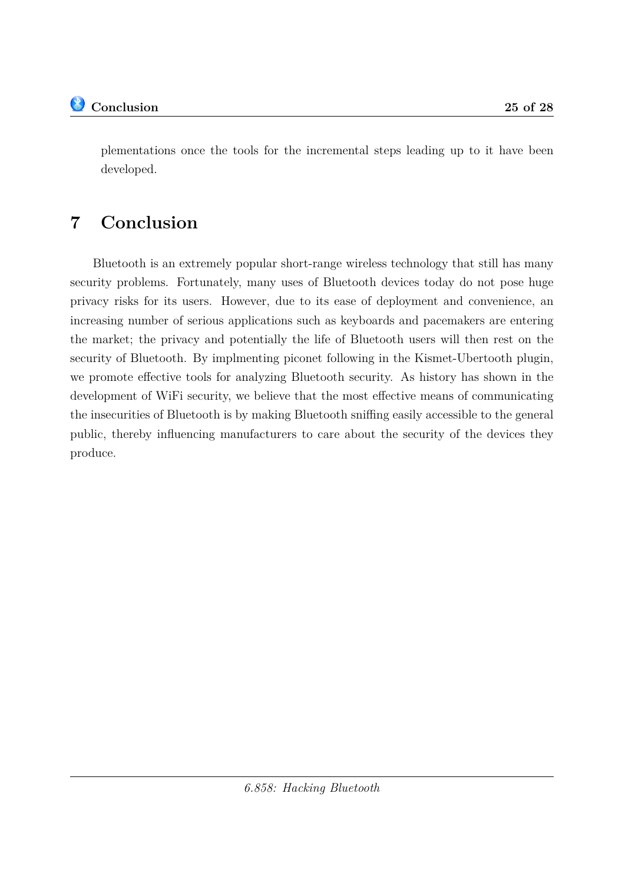plementations once the tools for the incremental steps leading up to it have been developed.

# 7 Conclusion

Bluetooth is an extremely popular short-range wireless technology that still has many security problems. Fortunately, many uses of Bluetooth devices today do not pose huge privacy risks for its users. However, due to its ease of deployment and convenience, an increasing number of serious applications such as keyboards and pacemakers are entering the market; the privacy and potentially the life of Bluetooth users will then rest on the security of Bluetooth. By implmenting piconet following in the Kismet-Ubertooth plugin, we promote effective tools for analyzing Bluetooth security. As history has shown in the development of WiFi security, we believe that the most effective means of communicating the insecurities of Bluetooth is by making Bluetooth sniffing easily accessible to the general public, thereby influencing manufacturers to care about the security of the devices they produce.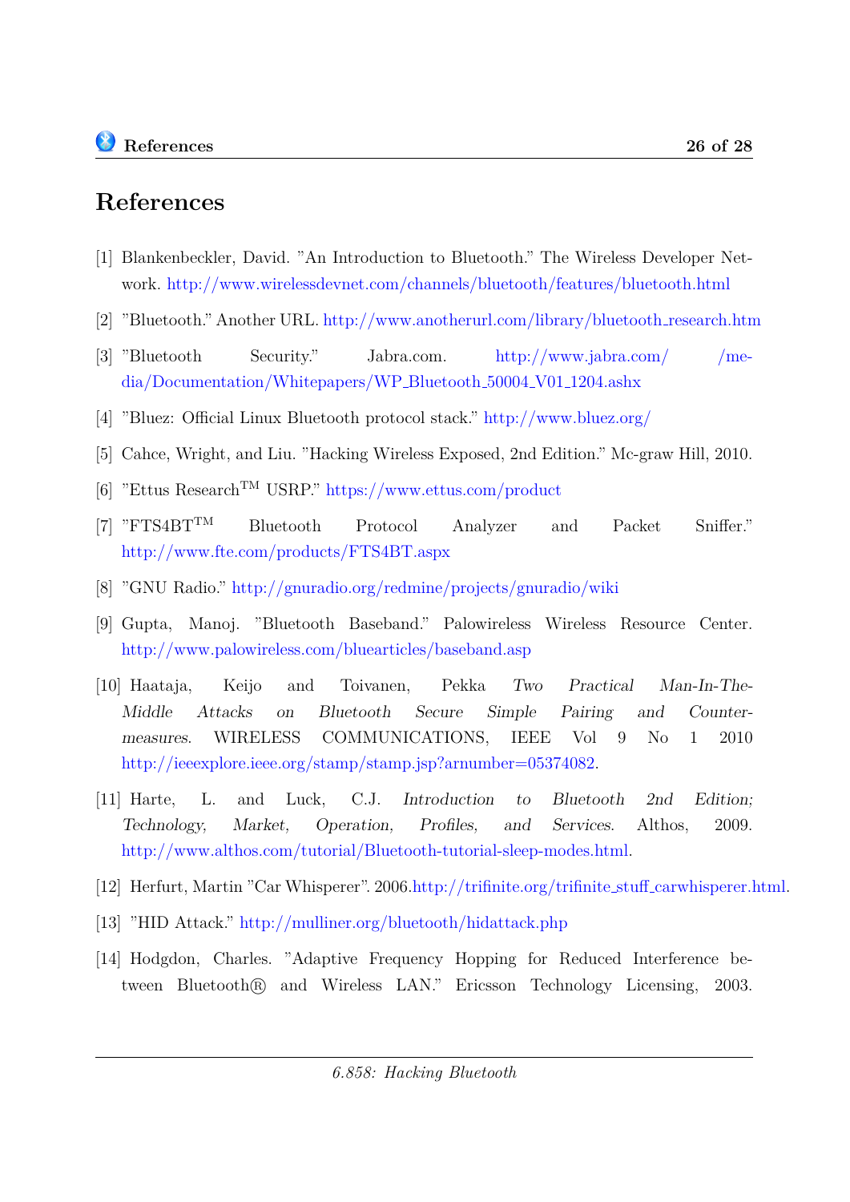# References

[1] Blankenbeckler, David. "An Introduction to Bluetooth." The Wireless Developer Network. http://www.wirelessdevnet.com/channels/bluetooth/features/bluetooth.html

[2] "Bluetooth." Another URL. http://www.anotherurl.com/library/bluetooth_research.htm

[3] "Bluetooth Security." Jabra.com. http://www.jabra.com/ /media/Documentation/Whitepapers/WP_Bluetooth_50004_V01_1204.ashx

[4] "Bluez: Official Linux Bluetooth protocol stack." http://www.bluez.org/

[5] Cahce, Wright, and Liu. "Hacking Wireless Exposed, 2nd Edition." Mc-graw Hill, 2010.

[6] "Ettus Research™ USRP." https://www.ettus.com/product

[7] "FTS4BT™ Bluetooth Protocol Analyzer and Packet Sniffer." http://www.fte.com/products/FTS4BT.aspx

[8] "GNU Radio." http://gnuradio.org/redmine/projects/gnuradio/wiki

[9] Gupta, Manoj. "Bluetooth Baseband." Palowireless Wireless Resource Center. http://www.palowireless.com/bluearticles/baseband.asp

[10] Haataja, Keijo and Toivanen, Pekka *Two Practical Man-In-The-Middle Attacks on Bluetooth Secure Simple Pairing and Countermeasures.* WIRELESS COMMUNICATIONS, IEEE Vol 9 No 1 2010 http://ieeexplore.ieee.org/stamp/stamp.jsp?arnumber=05374082.

[11] Harte, L. and Luck, C.J. *Introduction to Bluetooth 2nd Edition; Technology, Market, Operation, Profiles, and Services.* Althos, 2009. http://www.althos.com/tutorial/Bluetooth-tutorial-sleep-modes.html.

[12] Herfurt, Martin "Car Whisperer". 2006.http://trifinite.org/trifinite_stuff_carwhisperer.html.

[13] "HID Attack." http://mulliner.org/bluetooth/hidattack.php

[14] Hodgdon, Charles. "Adaptive Frequency Hopping for Reduced Interference between Bluetooth® and Wireless LAN." Ericsson Technology Licensing, 2003.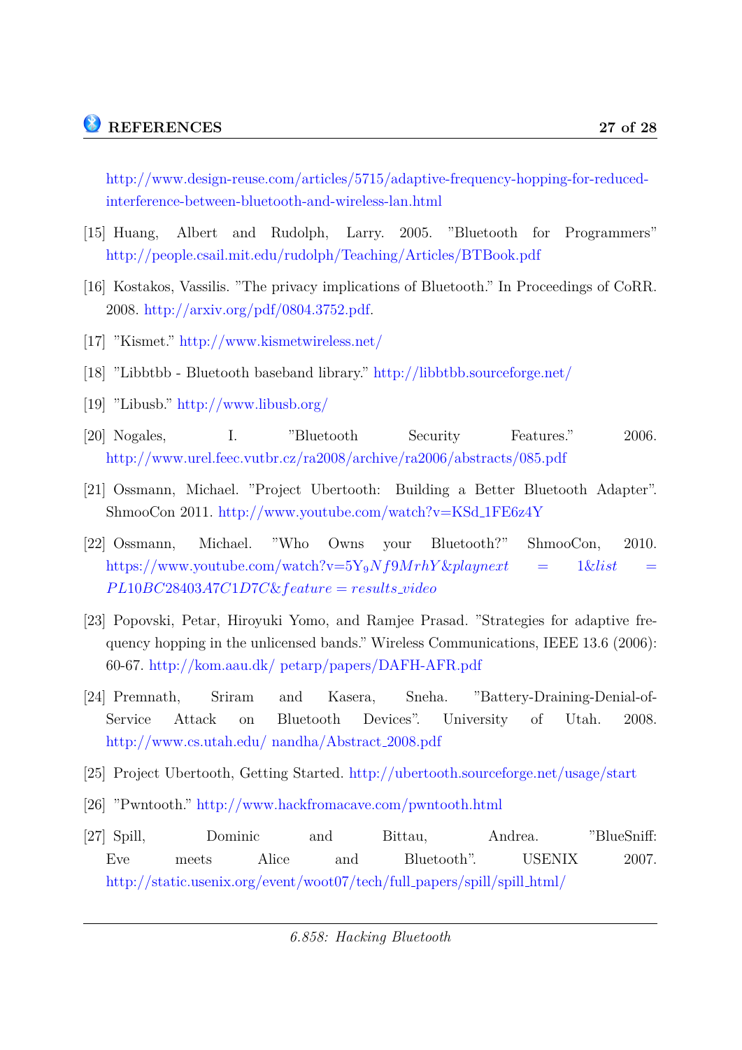http://www.design-reuse.com/articles/5715/adaptive-frequency-hopping-for-reduced-interference-between-bluetooth-and-wireless-lan.html

[15] Huang, Albert and Rudolph, Larry. 2005. "Bluetooth for Programmers" http://people.csail.mit.edu/rudolph/Teaching/Articles/BTBook.pdf

[16] Kostakos, Vassilis. "The privacy implications of Bluetooth." In Proceedings of CoRR. 2008. http://arxiv.org/pdf/0804.3752.pdf.

[17] "Kismet." http://www.kismetwireless.net/

[18] "Libbtbb - Bluetooth baseband library." http://libbtbb.sourceforge.net/

[19] "Libusb." http://www.libusb.org/

[20] Nogales, I. "Bluetooth Security Features." 2006. http://www.urel.feec.vutbr.cz/ra2008/archive/ra2006/abstracts/085.pdf

[21] Ossmann, Michael. "Project Ubertooth: Building a Better Bluetooth Adapter". ShmooCon 2011. http://www.youtube.com/watch?v=KSd_1FE6z4Y

[22] Ossmann, Michael. "Who Owns your Bluetooth?" ShmooCon, 2010. https://www.youtube.com/watch?v=5Y9Nf9MrhY&playnext = 1&list = PL10BC28403A7C1D7C&feature = results_video

[23] Popovski, Petar, Hiroyuki Yomo, and Ramjee Prasad. "Strategies for adaptive frequency hopping in the unlicensed bands." Wireless Communications, IEEE 13.6 (2006): 60-67. http://kom.aau.dk/ petarp/papers/DAFH-AFR.pdf

[24] Premnath, Sriram and Kasera, Sneha. "Battery-Draining-Denial-of-Service Attack on Bluetooth Devices". University of Utah. 2008. http://www.cs.utah.edu/ nandha/Abstract_2008.pdf

[25] Project Ubertooth, Getting Started. http://ubertooth.sourceforge.net/usage/start

[26] "Pwntooth." http://www.hackfromacave.com/pwntooth.html

[27] Spill, Dominic and Bittau, Andrea. "BlueSniff: Eve meets Alice and Bluetooth". USENIX 2007. http://static.usenix.org/event/woot07/tech/full_papers/spill/spill_html/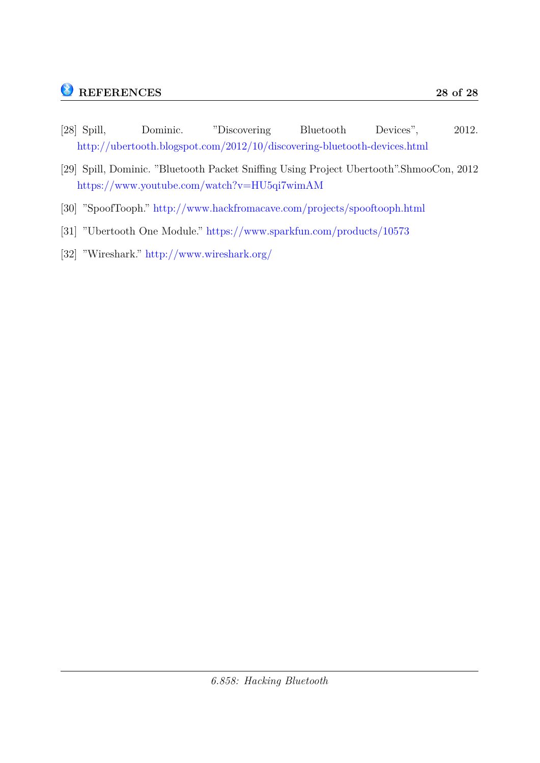[28] Spill, Dominic. ”Discovering Bluetooth Devices”, 2012. http://ubertooth.blogspot.com/2012/10/discovering-bluetooth-devices.html

[29] Spill, Dominic. ”Bluetooth Packet Sniffing Using Project Ubertooth”.ShmooCon, 2012 https://www.youtube.com/watch?v=HU5qi7wimAM

[30] ”SpoofTooph.” http://www.hackfromacave.com/projects/spooftooph.html

[31] ”Ubertooth One Module.” https://www.sparkfun.com/products/10573

[32] ”Wireshark.” http://www.wireshark.org/